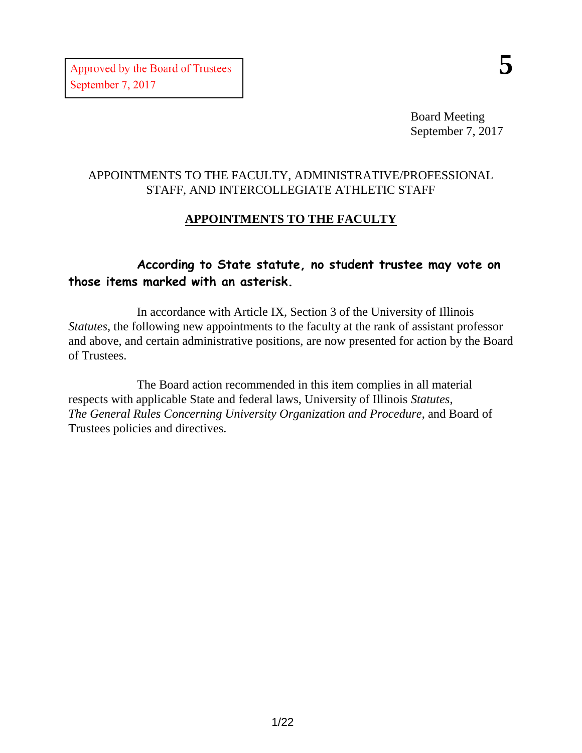Approved by the Board of Trustees
September 7, 2017

**5**

Board Meeting
September 7, 2017

APPOINTMENTS TO THE FACULTY, ADMINISTRATIVE/PROFESSIONAL STAFF, AND INTERCOLLEGIATE ATHLETIC STAFF

## APPOINTMENTS TO THE FACULTY

**According to State statute, no student trustee may vote on those items marked with an asterisk.**

In accordance with Article IX, Section 3 of the University of Illinois *Statutes*, the following new appointments to the faculty at the rank of assistant professor and above, and certain administrative positions, are now presented for action by the Board of Trustees.

The Board action recommended in this item complies in all material respects with applicable State and federal laws, University of Illinois *Statutes*, *The General Rules Concerning University Organization and Procedure*, and Board of Trustees policies and directives.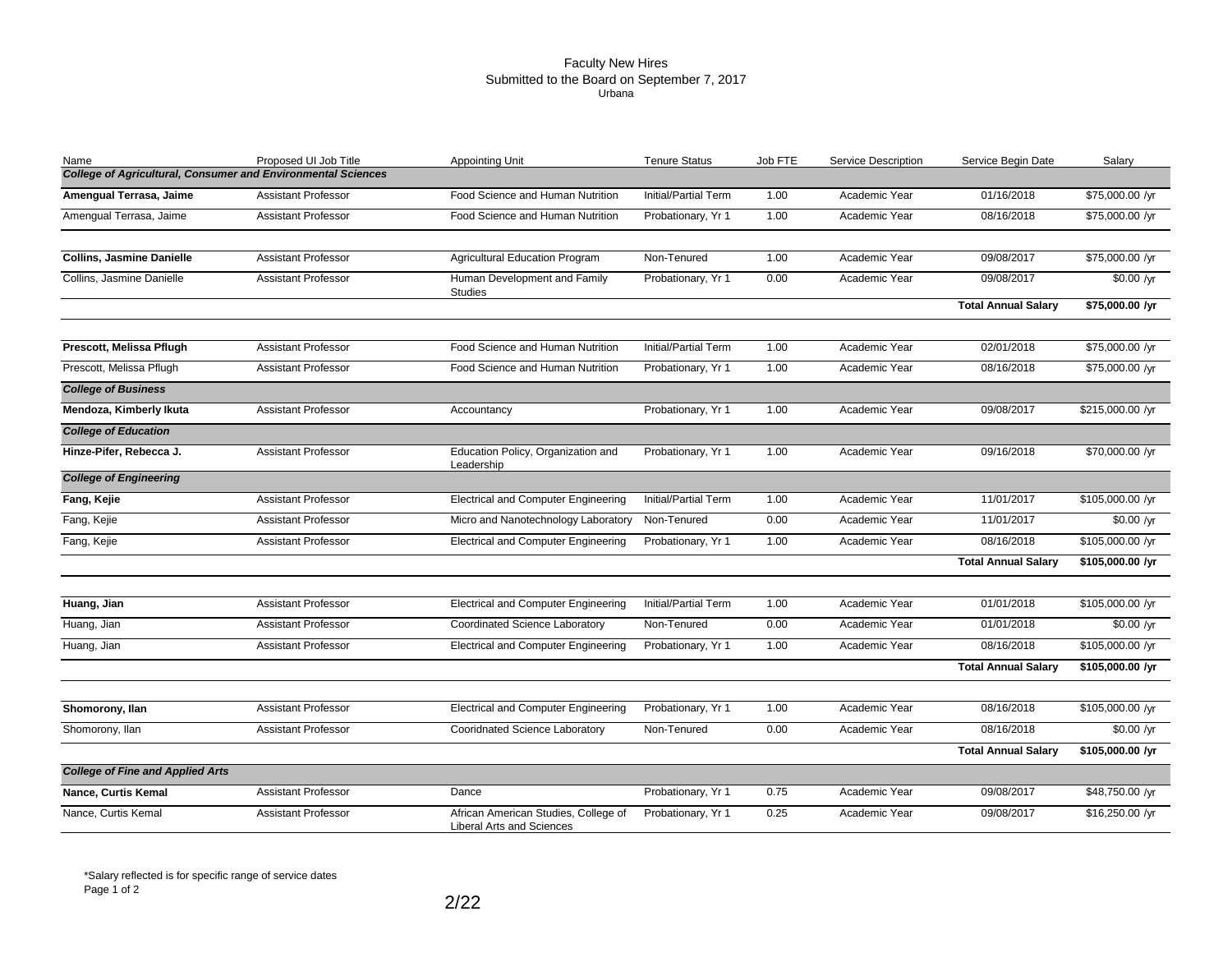# Faculty New Hires
## Submitted to the Board on September 7, 2017
### Urbana

| Name | Proposed UI Job Title | Appointing Unit | Tenure Status | Job FTE | Service Description | Service Begin Date | Salary |
|---|---|---|---|---|---|---|---|
| ***College of Agricultural, Consumer and Environmental Sciences*** | | | | | | | |
| **Amengual Terrasa, Jaime** | Assistant Professor | Food Science and Human Nutrition | Initial/Partial Term | 1.00 | Academic Year | 01/16/2018 | $75,000.00 /yr |
| Amengual Terrasa, Jaime | Assistant Professor | Food Science and Human Nutrition | Probationary, Yr 1 | 1.00 | Academic Year | 08/16/2018 | $75,000.00 /yr |
| **Collins, Jasmine Danielle** | Assistant Professor | Agricultural Education Program | Non-Tenured | 1.00 | Academic Year | 09/08/2017 | $75,000.00 /yr |
| Collins, Jasmine Danielle | Assistant Professor | Human Development and Family Studies | Probationary, Yr 1 | 0.00 | Academic Year | 09/08/2017 | $0.00 /yr |
| | | | | | | **Total Annual Salary** | **$75,000.00 /yr** |
| **Prescott, Melissa Pflugh** | Assistant Professor | Food Science and Human Nutrition | Initial/Partial Term | 1.00 | Academic Year | 02/01/2018 | $75,000.00 /yr |
| Prescott, Melissa Pflugh | Assistant Professor | Food Science and Human Nutrition | Probationary, Yr 1 | 1.00 | Academic Year | 08/16/2018 | $75,000.00 /yr |
| ***College of Business*** | | | | | | | |
| **Mendoza, Kimberly Ikuta** | Assistant Professor | Accountancy | Probationary, Yr 1 | 1.00 | Academic Year | 09/08/2017 | $215,000.00 /yr |
| ***College of Education*** | | | | | | | |
| **Hinze-Pifer, Rebecca J.** | Assistant Professor | Education Policy, Organization and Leadership | Probationary, Yr 1 | 1.00 | Academic Year | 09/16/2018 | $70,000.00 /yr |
| ***College of Engineering*** | | | | | | | |
| **Fang, Kejie** | Assistant Professor | Electrical and Computer Engineering | Initial/Partial Term | 1.00 | Academic Year | 11/01/2017 | $105,000.00 /yr |
| Fang, Kejie | Assistant Professor | Micro and Nanotechnology Laboratory | Non-Tenured | 0.00 | Academic Year | 11/01/2017 | $0.00 /yr |
| Fang, Kejie | Assistant Professor | Electrical and Computer Engineering | Probationary, Yr 1 | 1.00 | Academic Year | 08/16/2018 | $105,000.00 /yr |
| | | | | | | **Total Annual Salary** | **$105,000.00 /yr** |
| **Huang, Jian** | Assistant Professor | Electrical and Computer Engineering | Initial/Partial Term | 1.00 | Academic Year | 01/01/2018 | $105,000.00 /yr |
| Huang, Jian | Assistant Professor | Coordinated Science Laboratory | Non-Tenured | 0.00 | Academic Year | 01/01/2018 | $0.00 /yr |
| Huang, Jian | Assistant Professor | Electrical and Computer Engineering | Probationary, Yr 1 | 1.00 | Academic Year | 08/16/2018 | $105,000.00 /yr |
| | | | | | | **Total Annual Salary** | **$105,000.00 /yr** |
| **Shomorony, Ilan** | Assistant Professor | Electrical and Computer Engineering | Probationary, Yr 1 | 1.00 | Academic Year | 08/16/2018 | $105,000.00 /yr |
| Shomorony, Ilan | Assistant Professor | Cooridnated Science Laboratory | Non-Tenured | 0.00 | Academic Year | 08/16/2018 | $0.00 /yr |
| | | | | | | **Total Annual Salary** | **$105,000.00 /yr** |
| ***College of Fine and Applied Arts*** | | | | | | | |
| **Nance, Curtis Kemal** | Assistant Professor | Dance | Probationary, Yr 1 | 0.75 | Academic Year | 09/08/2017 | $48,750.00 /yr |
| Nance, Curtis Kemal | Assistant Professor | African American Studies, College of Liberal Arts and Sciences | Probationary, Yr 1 | 0.25 | Academic Year | 09/08/2017 | $16,250.00 /yr |

*Salary reflected is for specific range of service dates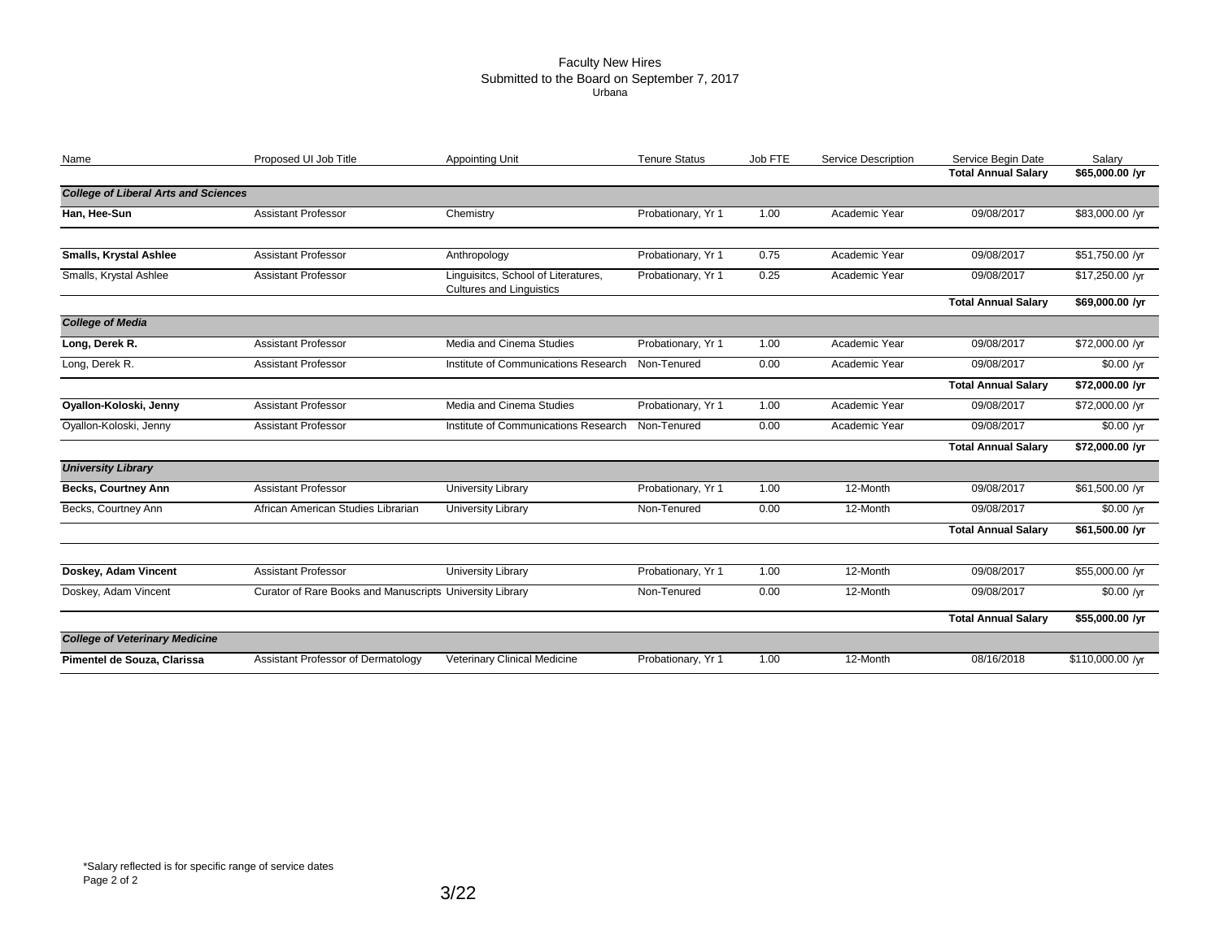# Faculty New Hires
## Submitted to the Board on September 7, 2017
### Urbana

| Name | Proposed UI Job Title | Appointing Unit | Tenure Status | Job FTE | Service Description | Service Begin Date | Salary |
|---|---|---|---|---|---|---|---|
| | | | | | | **Total Annual Salary** | **$65,000.00 /yr** |
| ***College of Liberal Arts and Sciences*** | | | | | | | |
| **Han, Hee-Sun** | Assistant Professor | Chemistry | Probationary, Yr 1 | 1.00 | Academic Year | 09/08/2017 | $83,000.00 /yr |
| **Smalls, Krystal Ashlee** | Assistant Professor | Anthropology | Probationary, Yr 1 | 0.75 | Academic Year | 09/08/2017 | $51,750.00 /yr |
| Smalls, Krystal Ashlee | Assistant Professor | Linguisitcs, School of Literatures, Cultures and Linguistics | Probationary, Yr 1 | 0.25 | Academic Year | 09/08/2017 | $17,250.00 /yr |
| | | | | | | **Total Annual Salary** | **$69,000.00 /yr** |
| ***College of Media*** | | | | | | | |
| **Long, Derek R.** | Assistant Professor | Media and Cinema Studies | Probationary, Yr 1 | 1.00 | Academic Year | 09/08/2017 | $72,000.00 /yr |
| Long, Derek R. | Assistant Professor | Institute of Communications Research | Non-Tenured | 0.00 | Academic Year | 09/08/2017 | $0.00 /yr |
| | | | | | | **Total Annual Salary** | **$72,000.00 /yr** |
| **Oyallon-Koloski, Jenny** | Assistant Professor | Media and Cinema Studies | Probationary, Yr 1 | 1.00 | Academic Year | 09/08/2017 | $72,000.00 /yr |
| Oyallon-Koloski, Jenny | Assistant Professor | Institute of Communications Research | Non-Tenured | 0.00 | Academic Year | 09/08/2017 | $0.00 /yr |
| | | | | | | **Total Annual Salary** | **$72,000.00 /yr** |
| ***University Library*** | | | | | | | |
| **Becks, Courtney Ann** | Assistant Professor | University Library | Probationary, Yr 1 | 1.00 | 12-Month | 09/08/2017 | $61,500.00 /yr |
| Becks, Courtney Ann | African American Studies Librarian | University Library | Non-Tenured | 0.00 | 12-Month | 09/08/2017 | $0.00 /yr |
| | | | | | | **Total Annual Salary** | **$61,500.00 /yr** |
| **Doskey, Adam Vincent** | Assistant Professor | University Library | Probationary, Yr 1 | 1.00 | 12-Month | 09/08/2017 | $55,000.00 /yr |
| Doskey, Adam Vincent | Curator of Rare Books and Manuscripts | University Library | Non-Tenured | 0.00 | 12-Month | 09/08/2017 | $0.00 /yr |
| | | | | | | **Total Annual Salary** | **$55,000.00 /yr** |
| ***College of Veterinary Medicine*** | | | | | | | |
| **Pimentel de Souza, Clarissa** | Assistant Professor of Dermatology | Veterinary Clinical Medicine | Probationary, Yr 1 | 1.00 | 12-Month | 08/16/2018 | $110,000.00 /yr |

*Salary reflected is for specific range of service dates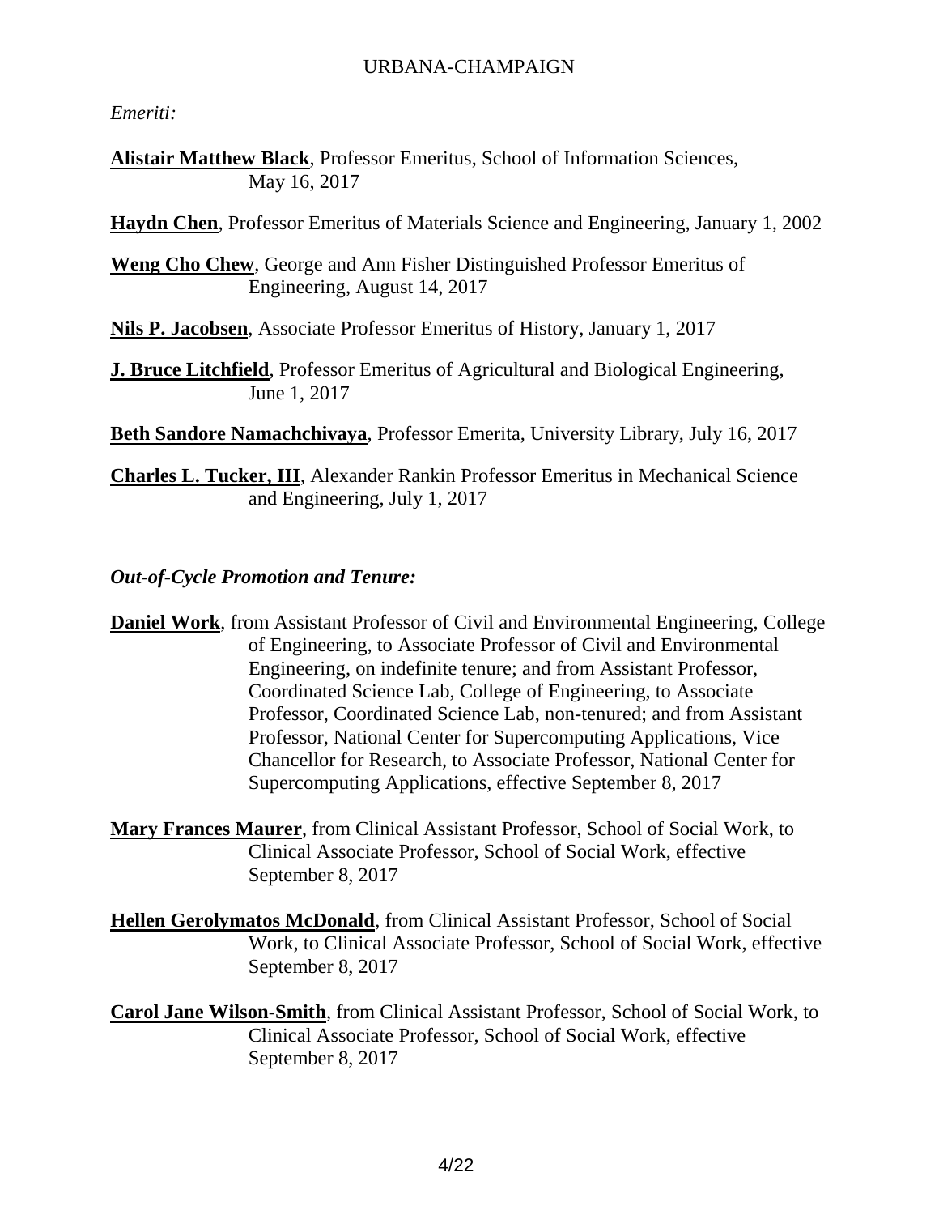*Emeriti:*

**Alistair Matthew Black**, Professor Emeritus, School of Information Sciences, May 16, 2017

**Haydn Chen**, Professor Emeritus of Materials Science and Engineering, January 1, 2002

**Weng Cho Chew**, George and Ann Fisher Distinguished Professor Emeritus of Engineering, August 14, 2017

**Nils P. Jacobsen**, Associate Professor Emeritus of History, January 1, 2017

**J. Bruce Litchfield**, Professor Emeritus of Agricultural and Biological Engineering, June 1, 2017

**Beth Sandore Namachchivaya**, Professor Emerita, University Library, July 16, 2017

**Charles L. Tucker, III**, Alexander Rankin Professor Emeritus in Mechanical Science and Engineering, July 1, 2017

***Out-of-Cycle Promotion and Tenure:***

**Daniel Work**, from Assistant Professor of Civil and Environmental Engineering, College of Engineering, to Associate Professor of Civil and Environmental Engineering, on indefinite tenure; and from Assistant Professor, Coordinated Science Lab, College of Engineering, to Associate Professor, Coordinated Science Lab, non-tenured; and from Assistant Professor, National Center for Supercomputing Applications, Vice Chancellor for Research, to Associate Professor, National Center for Supercomputing Applications, effective September 8, 2017

**Mary Frances Maurer**, from Clinical Assistant Professor, School of Social Work, to Clinical Associate Professor, School of Social Work, effective September 8, 2017

**Hellen Gerolymatos McDonald**, from Clinical Assistant Professor, School of Social Work, to Clinical Associate Professor, School of Social Work, effective September 8, 2017

**Carol Jane Wilson-Smith**, from Clinical Assistant Professor, School of Social Work, to Clinical Associate Professor, School of Social Work, effective September 8, 2017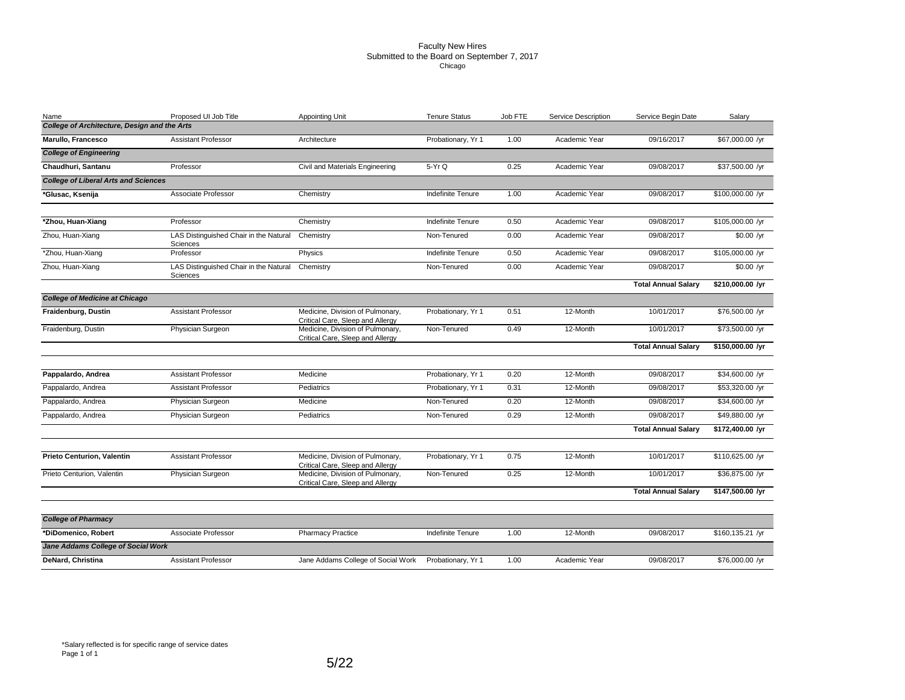# Faculty New Hires
## Submitted to the Board on September 7, 2017
### Chicago

| Name | Proposed UI Job Title | Appointing Unit | Tenure Status | Job FTE | Service Description | Service Begin Date | Salary |
|---|---|---|---|---|---|---|---|
| ***College of Architecture, Design and the Arts*** | | | | | | | |
| **Marullo, Francesco** | Assistant Professor | Architecture | Probationary, Yr 1 | 1.00 | Academic Year | 09/16/2017 | $67,000.00 /yr |
| ***College of Engineering*** | | | | | | | |
| **Chaudhuri, Santanu** | Professor | Civil and Materials Engineering | 5-Yr Q | 0.25 | Academic Year | 09/08/2017 | $37,500.00 /yr |
| ***College of Liberal Arts and Sciences*** | | | | | | | |
| **\*Glusac, Ksenija** | Associate Professor | Chemistry | Indefinite Tenure | 1.00 | Academic Year | 09/08/2017 | $100,000.00 /yr |
| **\*Zhou, Huan-Xiang** | Professor | Chemistry | Indefinite Tenure | 0.50 | Academic Year | 09/08/2017 | $105,000.00 /yr |
| Zhou, Huan-Xiang | LAS Distinguished Chair in the Natural Sciences | Chemistry | Non-Tenured | 0.00 | Academic Year | 09/08/2017 | $0.00 /yr |
| \*Zhou, Huan-Xiang | Professor | Physics | Indefinite Tenure | 0.50 | Academic Year | 09/08/2017 | $105,000.00 /yr |
| Zhou, Huan-Xiang | LAS Distinguished Chair in the Natural Sciences | Chemistry | Non-Tenured | 0.00 | Academic Year | 09/08/2017 | $0.00 /yr |
| | | | | | | **Total Annual Salary** | **$210,000.00 /yr** |
| ***College of Medicine at Chicago*** | | | | | | | |
| **Fraidenburg, Dustin** | Assistant Professor | Medicine, Division of Pulmonary, Critical Care, Sleep and Allergy | Probationary, Yr 1 | 0.51 | 12-Month | 10/01/2017 | $76,500.00 /yr |
| Fraidenburg, Dustin | Physician Surgeon | Medicine, Division of Pulmonary, Critical Care, Sleep and Allergy | Non-Tenured | 0.49 | 12-Month | 10/01/2017 | $73,500.00 /yr |
| | | | | | | **Total Annual Salary** | **$150,000.00 /yr** |
| **Pappalardo, Andrea** | Assistant Professor | Medicine | Probationary, Yr 1 | 0.20 | 12-Month | 09/08/2017 | $34,600.00 /yr |
| Pappalardo, Andrea | Assistant Professor | Pediatrics | Probationary, Yr 1 | 0.31 | 12-Month | 09/08/2017 | $53,320.00 /yr |
| Pappalardo, Andrea | Physician Surgeon | Medicine | Non-Tenured | 0.20 | 12-Month | 09/08/2017 | $34,600.00 /yr |
| Pappalardo, Andrea | Physician Surgeon | Pediatrics | Non-Tenured | 0.29 | 12-Month | 09/08/2017 | $49,880.00 /yr |
| | | | | | | **Total Annual Salary** | **$172,400.00 /yr** |
| **Prieto Centurion, Valentin** | Assistant Professor | Medicine, Division of Pulmonary, Critical Care, Sleep and Allergy | Probationary, Yr 1 | 0.75 | 12-Month | 10/01/2017 | $110,625.00 /yr |
| Prieto Centurion, Valentin | Physician Surgeon | Medicine, Division of Pulmonary, Critical Care, Sleep and Allergy | Non-Tenured | 0.25 | 12-Month | 10/01/2017 | $36,875.00 /yr |
| | | | | | | **Total Annual Salary** | **$147,500.00 /yr** |
| ***College of Pharmacy*** | | | | | | | |
| **\*DiDomenico, Robert** | Associate Professor | Pharmacy Practice | Indefinite Tenure | 1.00 | 12-Month | 09/08/2017 | $160,135.21 /yr |
| ***Jane Addams College of Social Work*** | | | | | | | |
| **DeNard, Christina** | Assistant Professor | Jane Addams College of Social Work | Probationary, Yr 1 | 1.00 | Academic Year | 09/08/2017 | $76,000.00 /yr |

\*Salary reflected is for specific range of service dates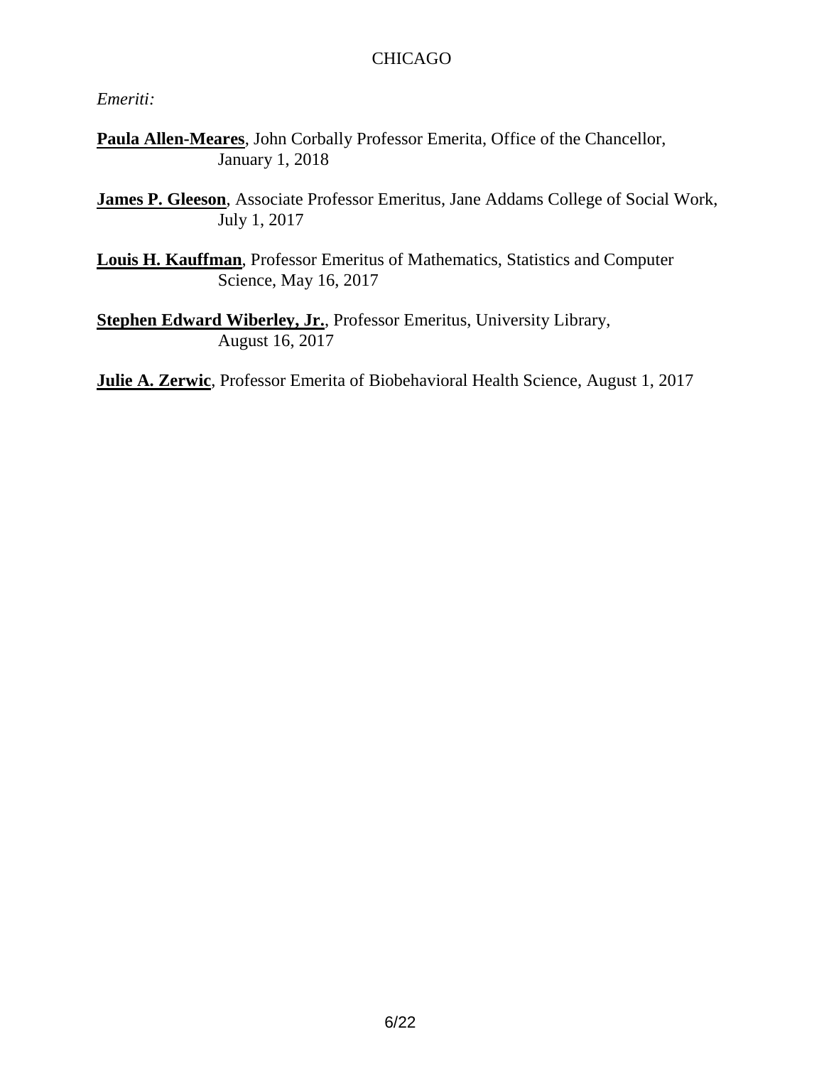CHICAGO

*Emeriti:*

**Paula Allen-Meares**, John Corbally Professor Emerita, Office of the Chancellor, January 1, 2018

**James P. Gleeson**, Associate Professor Emeritus, Jane Addams College of Social Work, July 1, 2017

**Louis H. Kauffman**, Professor Emeritus of Mathematics, Statistics and Computer Science, May 16, 2017

**Stephen Edward Wiberley, Jr.**, Professor Emeritus, University Library, August 16, 2017

**Julie A. Zerwic**, Professor Emerita of Biobehavioral Health Science, August 1, 2017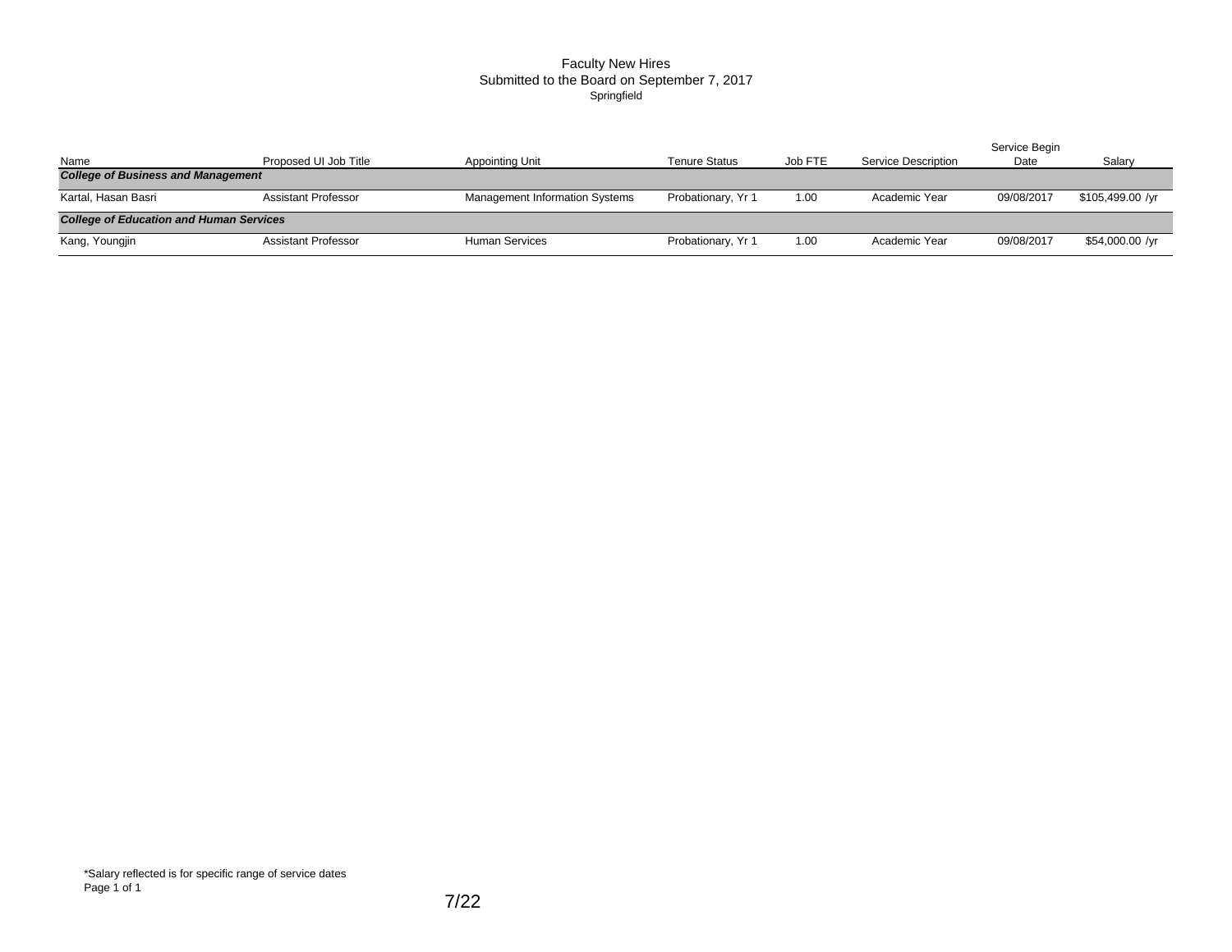# Faculty New Hires
## Submitted to the Board on September 7, 2017
### Springfield

| Name | Proposed UI Job Title | Appointing Unit | Tenure Status | Job FTE | Service Description | Service Begin Date | Salary |
|---|---|---|---|---|---|---|---|
| ***College of Business and Management*** | | | | | | | |
| Kartal, Hasan Basri | Assistant Professor | Management Information Systems | Probationary, Yr 1 | 1.00 | Academic Year | 09/08/2017 | $105,499.00 /yr |
| ***College of Education and Human Services*** | | | | | | | |
| Kang, Youngjin | Assistant Professor | Human Services | Probationary, Yr 1 | 1.00 | Academic Year | 09/08/2017 | $54,000.00 /yr |

*Salary reflected is for specific range of service dates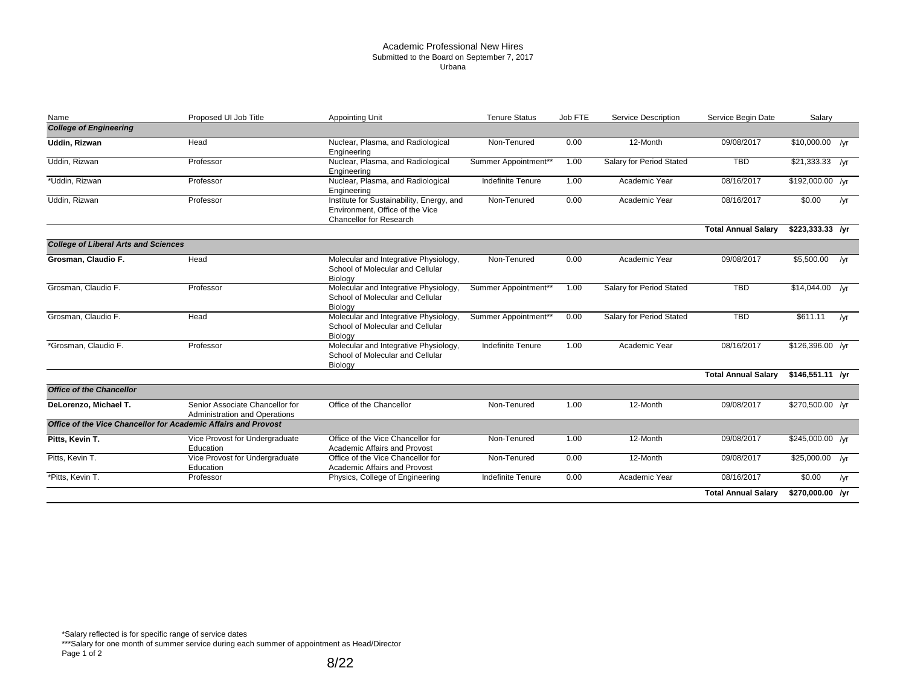Academic Professional New Hires
Submitted to the Board on September 7, 2017
Urbana

| Name | Proposed UI Job Title | Appointing Unit | Tenure Status | Job FTE | Service Description | Service Begin Date | Salary |
|---|---|---|---|---|---|---|---|
| ***College of Engineering*** | | | | | | | |
| **Uddin, Rizwan** | Head | Nuclear, Plasma, and Radiological Engineering | Non-Tenured | 0.00 | 12-Month | 09/08/2017 | $10,000.00 /yr |
| Uddin, Rizwan | Professor | Nuclear, Plasma, and Radiological Engineering | Summer Appointment** | 1.00 | Salary for Period Stated | TBD | $21,333.33 /yr |
| *Uddin, Rizwan | Professor | Nuclear, Plasma, and Radiological Engineering | Indefinite Tenure | 1.00 | Academic Year | 08/16/2017 | $192,000.00 /yr |
| Uddin, Rizwan | Professor | Institute for Sustainability, Energy, and Environment, Office of the Vice Chancellor for Research | Non-Tenured | 0.00 | Academic Year | 08/16/2017 | $0.00 /yr |
| | | | | | | **Total Annual Salary** | **$223,333.33 /yr** |
| ***College of Liberal Arts and Sciences*** | | | | | | | |
| **Grosman, Claudio F.** | Head | Molecular and Integrative Physiology, School of Molecular and Cellular Biology | Non-Tenured | 0.00 | Academic Year | 09/08/2017 | $5,500.00 /yr |
| Grosman, Claudio F. | Professor | Molecular and Integrative Physiology, School of Molecular and Cellular Biology | Summer Appointment** | 1.00 | Salary for Period Stated | TBD | $14,044.00 /yr |
| Grosman, Claudio F. | Head | Molecular and Integrative Physiology, School of Molecular and Cellular Biology | Summer Appointment** | 0.00 | Salary for Period Stated | TBD | $611.11 /yr |
| *Grosman, Claudio F. | Professor | Molecular and Integrative Physiology, School of Molecular and Cellular Biology | Indefinite Tenure | 1.00 | Academic Year | 08/16/2017 | $126,396.00 /yr |
| | | | | | | **Total Annual Salary** | **$146,551.11 /yr** |
| ***Office of the Chancellor*** | | | | | | | |
| **DeLorenzo, Michael T.** | Senior Associate Chancellor for Administration and Operations | Office of the Chancellor | Non-Tenured | 1.00 | 12-Month | 09/08/2017 | $270,500.00 /yr |
| ***Office of the Vice Chancellor for Academic Affairs and Provost*** | | | | | | | |
| **Pitts, Kevin T.** | Vice Provost for Undergraduate Education | Office of the Vice Chancellor for Academic Affairs and Provost | Non-Tenured | 1.00 | 12-Month | 09/08/2017 | $245,000.00 /yr |
| Pitts, Kevin T. | Vice Provost for Undergraduate Education | Office of the Vice Chancellor for Academic Affairs and Provost | Non-Tenured | 0.00 | 12-Month | 09/08/2017 | $25,000.00 /yr |
| *Pitts, Kevin T. | Professor | Physics, College of Engineering | Indefinite Tenure | 0.00 | Academic Year | 08/16/2017 | $0.00 /yr |
| | | | | | | **Total Annual Salary** | **$270,000.00 /yr** |

*Salary reflected is for specific range of service dates
***Salary for one month of summer service during each summer of appointment as Head/Director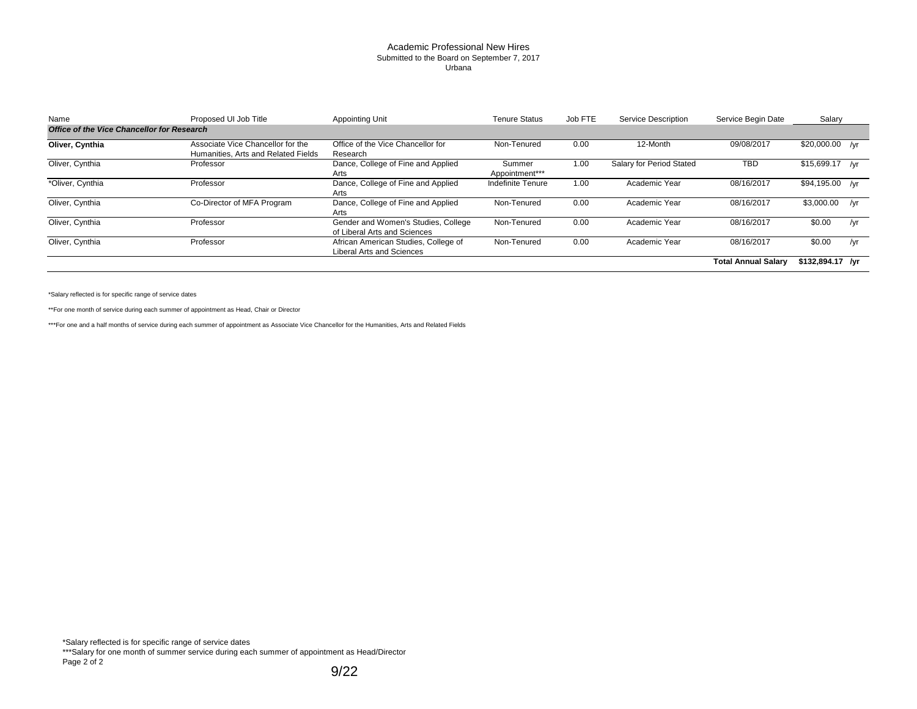Academic Professional New Hires
Submitted to the Board on September 7, 2017
Urbana

| Name | Proposed UI Job Title | Appointing Unit | Tenure Status | Job FTE | Service Description | Service Begin Date | Salary |
|---|---|---|---|---|---|---|---|
| ***Office of the Vice Chancellor for Research*** | | | | | | | |
| **Oliver, Cynthia** | Associate Vice Chancellor for the Humanities, Arts and Related Fields | Office of the Vice Chancellor for Research | Non-Tenured | 0.00 | 12-Month | 09/08/2017 | $20,000.00 /yr |
| Oliver, Cynthia | Professor | Dance, College of Fine and Applied Arts | Summer Appointment*** | 1.00 | Salary for Period Stated | TBD | $15,699.17 /yr |
| *Oliver, Cynthia | Professor | Dance, College of Fine and Applied Arts | Indefinite Tenure | 1.00 | Academic Year | 08/16/2017 | $94,195.00 /yr |
| Oliver, Cynthia | Co-Director of MFA Program | Dance, College of Fine and Applied Arts | Non-Tenured | 0.00 | Academic Year | 08/16/2017 | $3,000.00 /yr |
| Oliver, Cynthia | Professor | Gender and Women's Studies, College of Liberal Arts and Sciences | Non-Tenured | 0.00 | Academic Year | 08/16/2017 | $0.00 /yr |
| Oliver, Cynthia | Professor | African American Studies, College of Liberal Arts and Sciences | Non-Tenured | 0.00 | Academic Year | 08/16/2017 | $0.00 /yr |
| | | | | | | **Total Annual Salary** | **$132,894.17 /yr** |

*Salary reflected is for specific range of service dates

**For one month of service during each summer of appointment as Head, Chair or Director

***For one and a half months of service during each summer of appointment as Associate Vice Chancellor for the Humanities, Arts and Related Fields

*Salary reflected is for specific range of service dates
***Salary for one month of summer service during each summer of appointment as Head/Director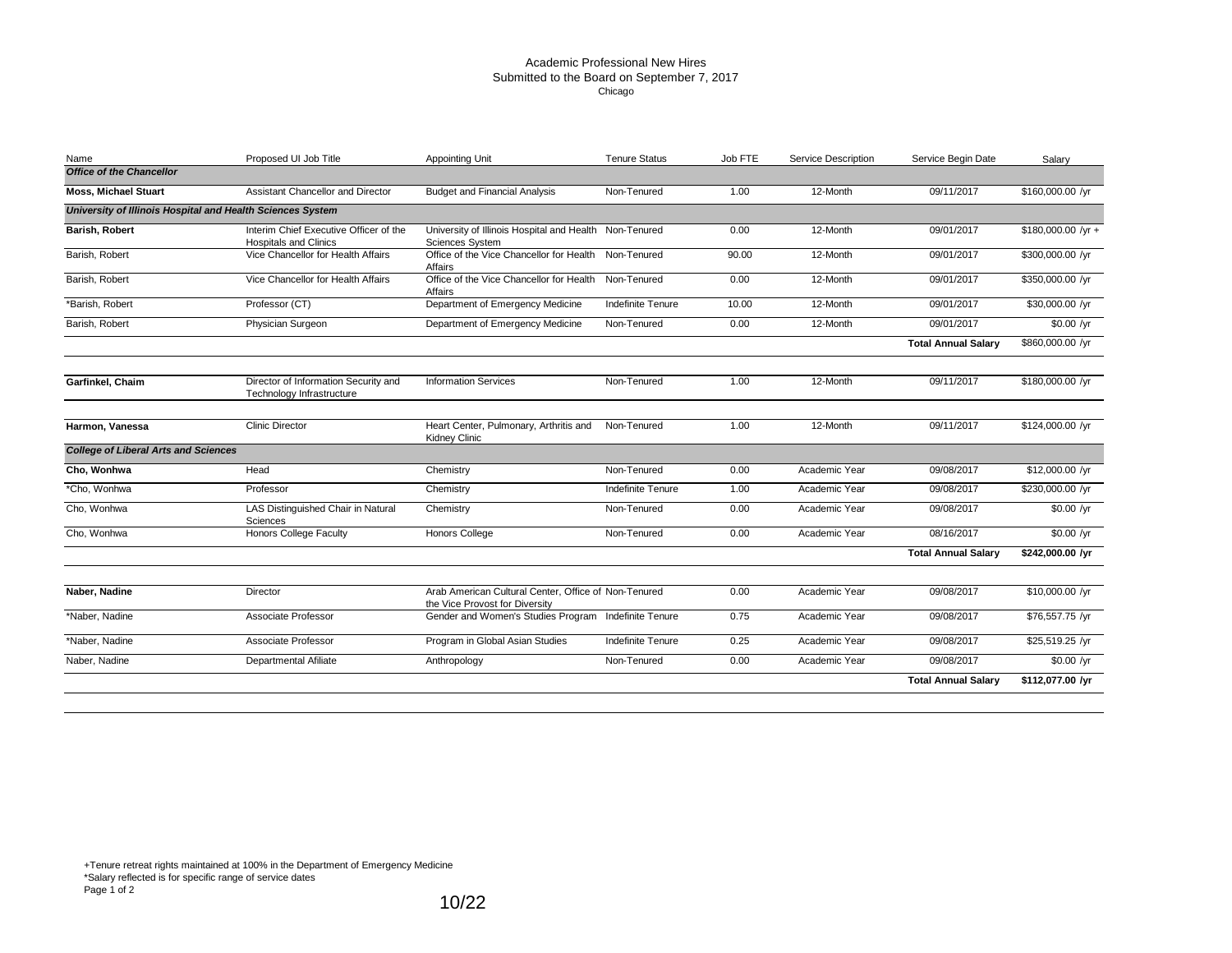Academic Professional New Hires
Submitted to the Board on September 7, 2017
Chicago

| Name | Proposed UI Job Title | Appointing Unit | Tenure Status | Job FTE | Service Description | Service Begin Date | Salary |
|---|---|---|---|---|---|---|---|
| ***Office of the Chancellor*** | | | | | | | |
| **Moss, Michael Stuart** | Assistant Chancellor and Director | Budget and Financial Analysis | Non-Tenured | 1.00 | 12-Month | 09/11/2017 | $160,000.00 /yr |
| ***University of Illinois Hospital and Health Sciences System*** | | | | | | | |
| **Barish, Robert** | Interim Chief Executive Officer of the Hospitals and Clinics | University of Illinois Hospital and Health Sciences System | Non-Tenured | 0.00 | 12-Month | 09/01/2017 | $180,000.00 /yr + |
| Barish, Robert | Vice Chancellor for Health Affairs | Office of the Vice Chancellor for Health Affairs | Non-Tenured | 90.00 | 12-Month | 09/01/2017 | $300,000.00 /yr |
| Barish, Robert | Vice Chancellor for Health Affairs | Office of the Vice Chancellor for Health Affairs | Non-Tenured | 0.00 | 12-Month | 09/01/2017 | $350,000.00 /yr |
| *Barish, Robert | Professor (CT) | Department of Emergency Medicine | Indefinite Tenure | 10.00 | 12-Month | 09/01/2017 | $30,000.00 /yr |
| Barish, Robert | Physician Surgeon | Department of Emergency Medicine | Non-Tenured | 0.00 | 12-Month | 09/01/2017 | $0.00 /yr |
| | | | | | | **Total Annual Salary** | $860,000.00 /yr |
| **Garfinkel, Chaim** | Director of Information Security and Technology Infrastructure | Information Services | Non-Tenured | 1.00 | 12-Month | 09/11/2017 | $180,000.00 /yr |
| **Harmon, Vanessa** | Clinic Director | Heart Center, Pulmonary, Arthritis and Kidney Clinic | Non-Tenured | 1.00 | 12-Month | 09/11/2017 | $124,000.00 /yr |
| ***College of Liberal Arts and Sciences*** | | | | | | | |
| **Cho, Wonhwa** | Head | Chemistry | Non-Tenured | 0.00 | Academic Year | 09/08/2017 | $12,000.00 /yr |
| *Cho, Wonhwa | Professor | Chemistry | Indefinite Tenure | 1.00 | Academic Year | 09/08/2017 | $230,000.00 /yr |
| Cho, Wonhwa | LAS Distinguished Chair in Natural Sciences | Chemistry | Non-Tenured | 0.00 | Academic Year | 09/08/2017 | $0.00 /yr |
| Cho, Wonhwa | Honors College Faculty | Honors College | Non-Tenured | 0.00 | Academic Year | 08/16/2017 | $0.00 /yr |
| | | | | | | **Total Annual Salary** | **$242,000.00 /yr** |
| **Naber, Nadine** | Director | Arab American Cultural Center, Office of the Vice Provost for Diversity | Non-Tenured | 0.00 | Academic Year | 09/08/2017 | $10,000.00 /yr |
| *Naber, Nadine | Associate Professor | Gender and Women's Studies Program | Indefinite Tenure | 0.75 | Academic Year | 09/08/2017 | $76,557.75 /yr |
| *Naber, Nadine | Associate Professor | Program in Global Asian Studies | Indefinite Tenure | 0.25 | Academic Year | 09/08/2017 | $25,519.25 /yr |
| Naber, Nadine | Departmental Afiliate | Anthropology | Non-Tenured | 0.00 | Academic Year | 09/08/2017 | $0.00 /yr |
| | | | | | | **Total Annual Salary** | **$112,077.00 /yr** |

+Tenure retreat rights maintained at 100% in the Department of Emergency Medicine
*Salary reflected is for specific range of service dates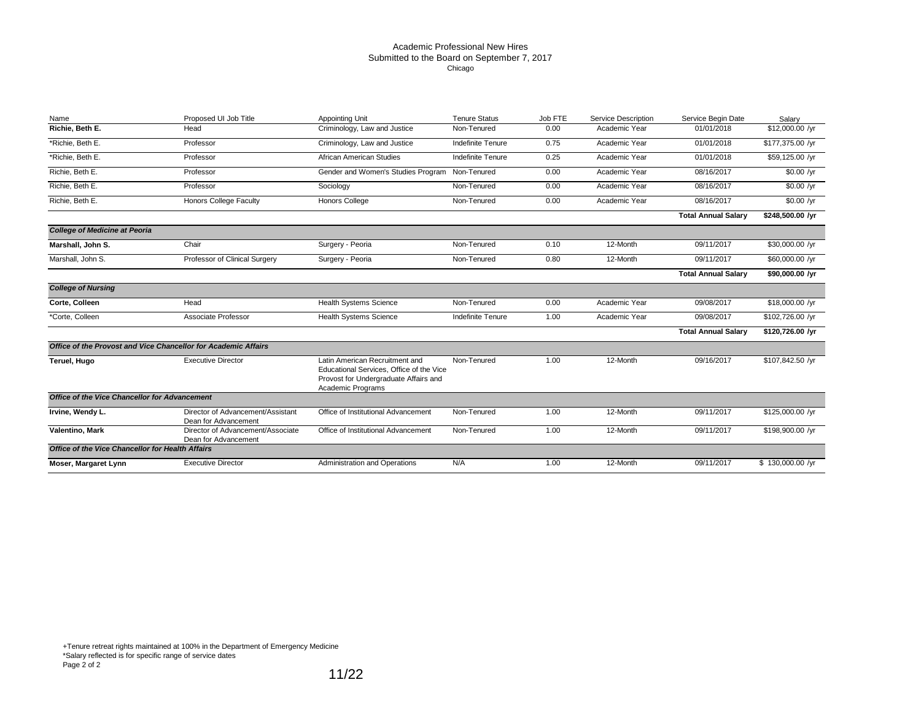# Academic Professional New Hires
## Submitted to the Board on September 7, 2017
### Chicago

| Name | Proposed UI Job Title | Appointing Unit | Tenure Status | Job FTE | Service Description | Service Begin Date | Salary |
|---|---|---|---|---|---|---|---|
| **Richie, Beth E.** | Head | Criminology, Law and Justice | Non-Tenured | 0.00 | Academic Year | 01/01/2018 | $12,000.00 /yr |
| *Richie, Beth E. | Professor | Criminology, Law and Justice | Indefinite Tenure | 0.75 | Academic Year | 01/01/2018 | $177,375.00 /yr |
| *Richie, Beth E. | Professor | African American Studies | Indefinite Tenure | 0.25 | Academic Year | 01/01/2018 | $59,125.00 /yr |
| Richie, Beth E. | Professor | Gender and Women's Studies Program | Non-Tenured | 0.00 | Academic Year | 08/16/2017 | $0.00 /yr |
| Richie, Beth E. | Professor | Sociology | Non-Tenured | 0.00 | Academic Year | 08/16/2017 | $0.00 /yr |
| Richie, Beth E. | Honors College Faculty | Honors College | Non-Tenured | 0.00 | Academic Year | 08/16/2017 | $0.00 /yr |
| | | | | | | **Total Annual Salary** | **$248,500.00 /yr** |
| ***College of Medicine at Peoria*** | | | | | | | |
| **Marshall, John S.** | Chair | Surgery - Peoria | Non-Tenured | 0.10 | 12-Month | 09/11/2017 | $30,000.00 /yr |
| Marshall, John S. | Professor of Clinical Surgery | Surgery - Peoria | Non-Tenured | 0.80 | 12-Month | 09/11/2017 | $60,000.00 /yr |
| | | | | | | **Total Annual Salary** | **$90,000.00 /yr** |
| ***College of Nursing*** | | | | | | | |
| **Corte, Colleen** | Head | Health Systems Science | Non-Tenured | 0.00 | Academic Year | 09/08/2017 | $18,000.00 /yr |
| *Corte, Colleen | Associate Professor | Health Systems Science | Indefinite Tenure | 1.00 | Academic Year | 09/08/2017 | $102,726.00 /yr |
| | | | | | | **Total Annual Salary** | **$120,726.00 /yr** |
| ***Office of the Provost and Vice Chancellor for Academic Affairs*** | | | | | | | |
| **Teruel, Hugo** | Executive Director | Latin American Recruitment and Educational Services, Office of the Vice Provost for Undergraduate Affairs and Academic Programs | Non-Tenured | 1.00 | 12-Month | 09/16/2017 | $107,842.50 /yr |
| ***Office of the Vice Chancellor for Advancement*** | | | | | | | |
| **Irvine, Wendy L.** | Director of Advancement/Assistant Dean for Advancement | Office of Institutional Advancement | Non-Tenured | 1.00 | 12-Month | 09/11/2017 | $125,000.00 /yr |
| **Valentino, Mark** | Director of Advancement/Associate Dean for Advancement | Office of Institutional Advancement | Non-Tenured | 1.00 | 12-Month | 09/11/2017 | $198,900.00 /yr |
| ***Office of the Vice Chancellor for Health Affairs*** | | | | | | | |
| **Moser, Margaret Lynn** | Executive Director | Administration and Operations | N/A | 1.00 | 12-Month | 09/11/2017 | $ 130,000.00 /yr |

+Tenure retreat rights maintained at 100% in the Department of Emergency Medicine
*Salary reflected is for specific range of service dates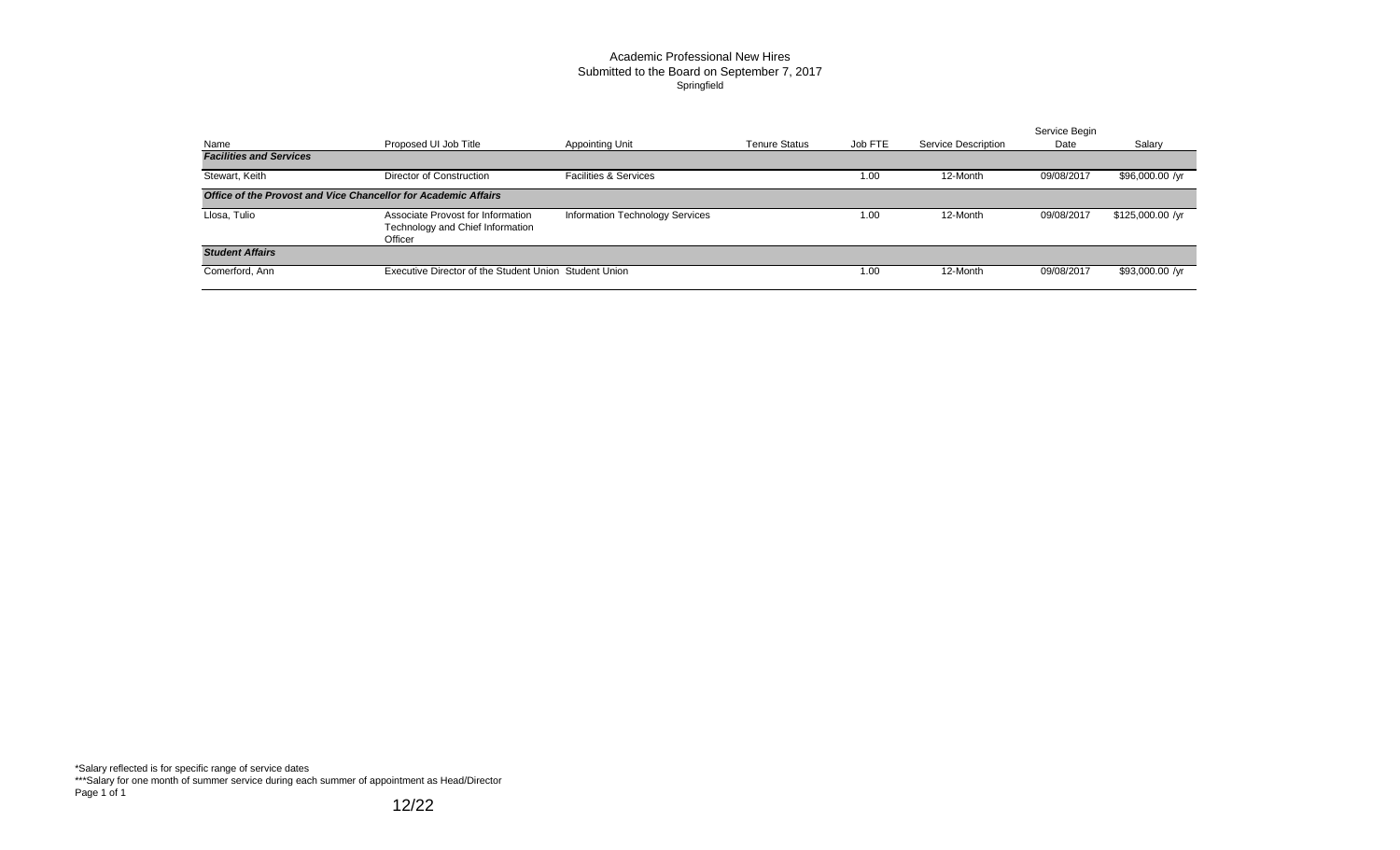# Academic Professional New Hires

Submitted to the Board on September 7, 2017

Springfield

| Name | Proposed UI Job Title | Appointing Unit | Tenure Status | Job FTE | Service Description | Service Begin Date | Salary |
|---|---|---|---|---|---|---|---|
| ***Facilities and Services*** | | | | | | | |
| Stewart, Keith | Director of Construction | Facilities & Services | | 1.00 | 12-Month | 09/08/2017 | $96,000.00 /yr |
| ***Office of the Provost and Vice Chancellor for Academic Affairs*** | | | | | | | |
| Llosa, Tulio | Associate Provost for Information Technology and Chief Information Officer | Information Technology Services | | 1.00 | 12-Month | 09/08/2017 | $125,000.00 /yr |
| ***Student Affairs*** | | | | | | | |
| Comerford, Ann | Executive Director of the Student Union | Student Union | | 1.00 | 12-Month | 09/08/2017 | $93,000.00 /yr |

*Salary reflected is for specific range of service dates

***Salary for one month of summer service during each summer of appointment as Head/Director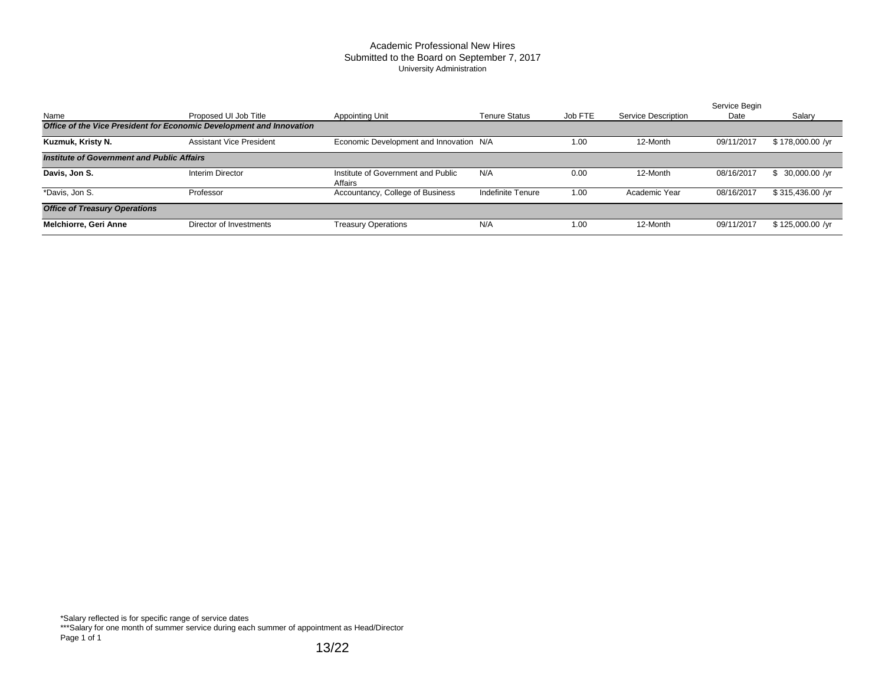# Academic Professional New Hires

## Submitted to the Board on September 7, 2017

### University Administration

| Name | Proposed UI Job Title | Appointing Unit | Tenure Status | Job FTE | Service Description | Service Begin Date | Salary |
|---|---|---|---|---|---|---|---|
| ***Office of the Vice President for Economic Development and Innovation*** | | | | | | | |
| **Kuzmuk, Kristy N.** | Assistant Vice President | Economic Development and Innovation | N/A | 1.00 | 12-Month | 09/11/2017 | $ 178,000.00 /yr |
| ***Institute of Government and Public Affairs*** | | | | | | | |
| **Davis, Jon S.** | Interim Director | Institute of Government and Public Affairs | N/A | 0.00 | 12-Month | 08/16/2017 | $ 30,000.00 /yr |
| *Davis, Jon S. | Professor | Accountancy, College of Business | Indefinite Tenure | 1.00 | Academic Year | 08/16/2017 | $ 315,436.00 /yr |
| ***Office of Treasury Operations*** | | | | | | | |
| **Melchiorre, Geri Anne** | Director of Investments | Treasury Operations | N/A | 1.00 | 12-Month | 09/11/2017 | $ 125,000.00 /yr |

*Salary reflected is for specific range of service dates

***Salary for one month of summer service during each summer of appointment as Head/Director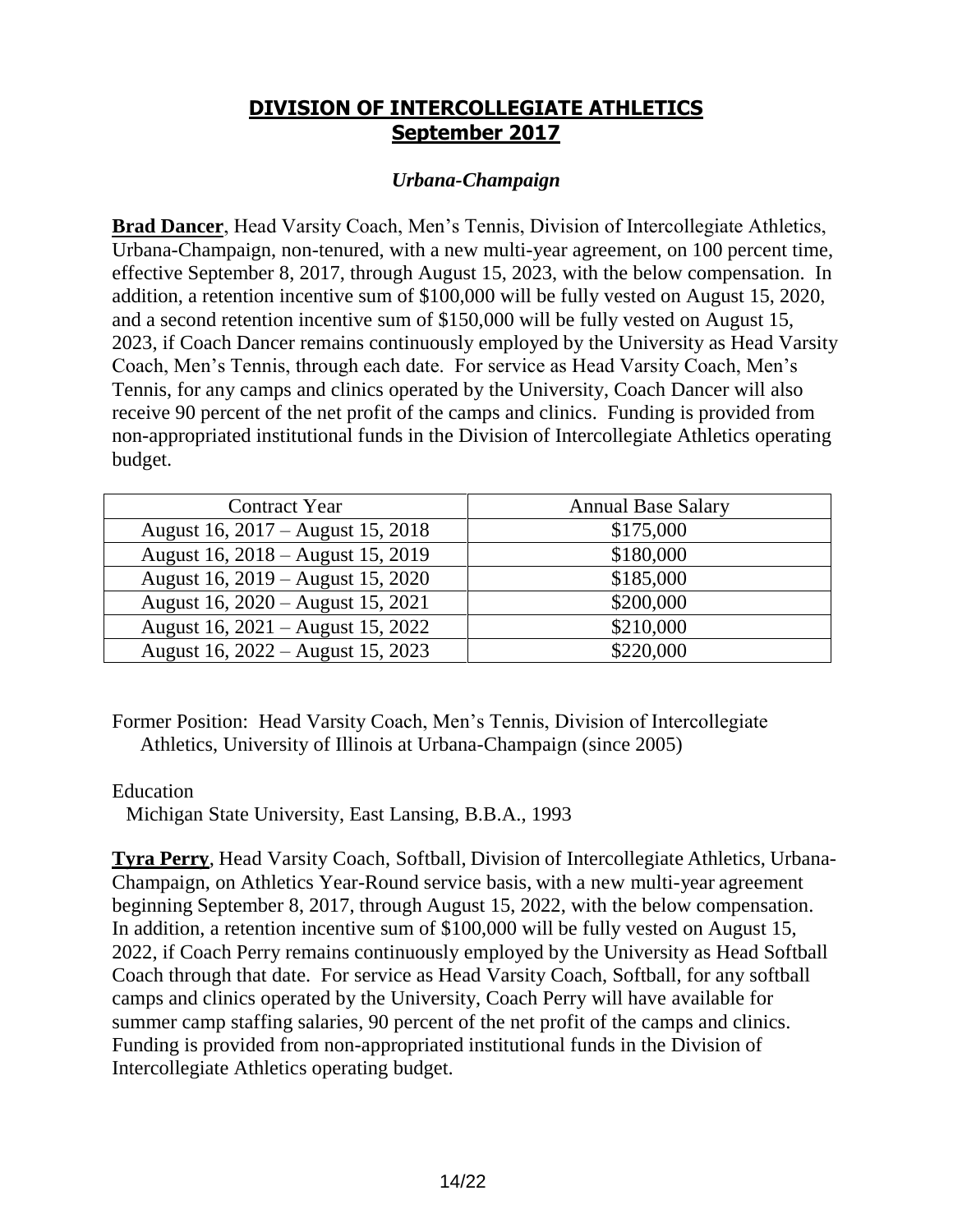# DIVISION OF INTERCOLLEGIATE ATHLETICS
# September 2017

### *Urbana-Champaign*

**Brad Dancer**, Head Varsity Coach, Men's Tennis, Division of Intercollegiate Athletics, Urbana-Champaign, non-tenured, with a new multi-year agreement, on 100 percent time, effective September 8, 2017, through August 15, 2023, with the below compensation. In addition, a retention incentive sum of $100,000 will be fully vested on August 15, 2020, and a second retention incentive sum of $150,000 will be fully vested on August 15, 2023, if Coach Dancer remains continuously employed by the University as Head Varsity Coach, Men's Tennis, through each date. For service as Head Varsity Coach, Men's Tennis, for any camps and clinics operated by the University, Coach Dancer will also receive 90 percent of the net profit of the camps and clinics. Funding is provided from non-appropriated institutional funds in the Division of Intercollegiate Athletics operating budget.

| Contract Year | Annual Base Salary |
|---|---|
| August 16, 2017 – August 15, 2018 | $175,000 |
| August 16, 2018 – August 15, 2019 | $180,000 |
| August 16, 2019 – August 15, 2020 | $185,000 |
| August 16, 2020 – August 15, 2021 | $200,000 |
| August 16, 2021 – August 15, 2022 | $210,000 |
| August 16, 2022 – August 15, 2023 | $220,000 |

Former Position: Head Varsity Coach, Men's Tennis, Division of Intercollegiate Athletics, University of Illinois at Urbana-Champaign (since 2005)

Education
Michigan State University, East Lansing, B.B.A., 1993

**Tyra Perry**, Head Varsity Coach, Softball, Division of Intercollegiate Athletics, Urbana-Champaign, on Athletics Year-Round service basis, with a new multi-year agreement beginning September 8, 2017, through August 15, 2022, with the below compensation. In addition, a retention incentive sum of $100,000 will be fully vested on August 15, 2022, if Coach Perry remains continuously employed by the University as Head Softball Coach through that date. For service as Head Varsity Coach, Softball, for any softball camps and clinics operated by the University, Coach Perry will have available for summer camp staffing salaries, 90 percent of the net profit of the camps and clinics. Funding is provided from non-appropriated institutional funds in the Division of Intercollegiate Athletics operating budget.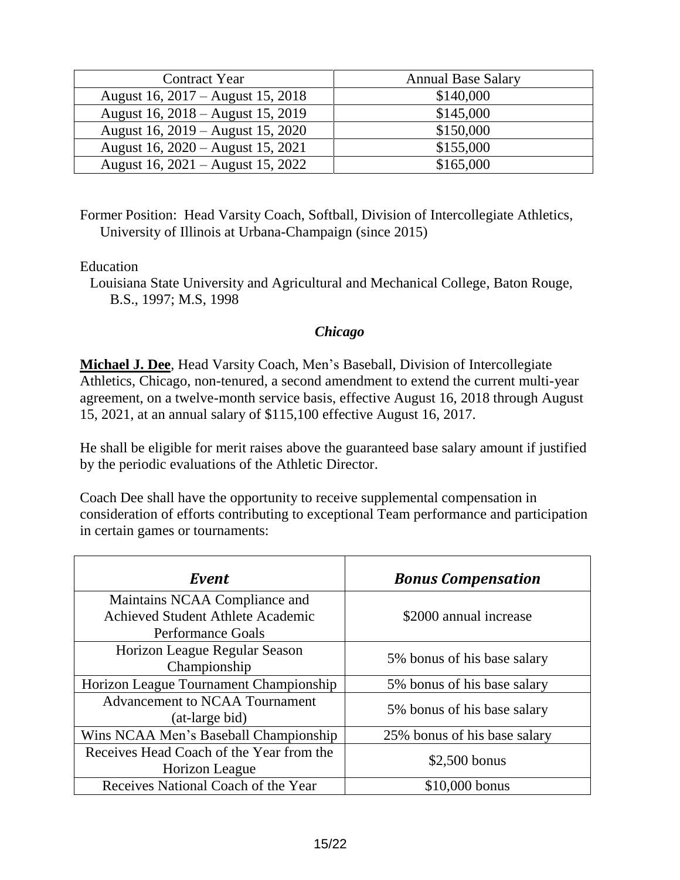| Contract Year | Annual Base Salary |
| --- | --- |
| August 16, 2017 – August 15, 2018 | $140,000 |
| August 16, 2018 – August 15, 2019 | $145,000 |
| August 16, 2019 – August 15, 2020 | $150,000 |
| August 16, 2020 – August 15, 2021 | $155,000 |
| August 16, 2021 – August 15, 2022 | $165,000 |

Former Position: Head Varsity Coach, Softball, Division of Intercollegiate Athletics, University of Illinois at Urbana-Champaign (since 2015)

Education

Louisiana State University and Agricultural and Mechanical College, Baton Rouge, B.S., 1997; M.S, 1998

### *Chicago*

**Michael J. Dee**, Head Varsity Coach, Men's Baseball, Division of Intercollegiate Athletics, Chicago, non-tenured, a second amendment to extend the current multi-year agreement, on a twelve-month service basis, effective August 16, 2018 through August 15, 2021, at an annual salary of $115,100 effective August 16, 2017.

He shall be eligible for merit raises above the guaranteed base salary amount if justified by the periodic evaluations of the Athletic Director.

Coach Dee shall have the opportunity to receive supplemental compensation in consideration of efforts contributing to exceptional Team performance and participation in certain games or tournaments:

| *Event* | *Bonus Compensation* |
| --- | --- |
| Maintains NCAA Compliance and Achieved Student Athlete Academic Performance Goals | $2000 annual increase |
| Horizon League Regular Season Championship | 5% bonus of his base salary |
| Horizon League Tournament Championship | 5% bonus of his base salary |
| Advancement to NCAA Tournament (at-large bid) | 5% bonus of his base salary |
| Wins NCAA Men's Baseball Championship | 25% bonus of his base salary |
| Receives Head Coach of the Year from the Horizon League | $2,500 bonus |
| Receives National Coach of the Year | $10,000 bonus |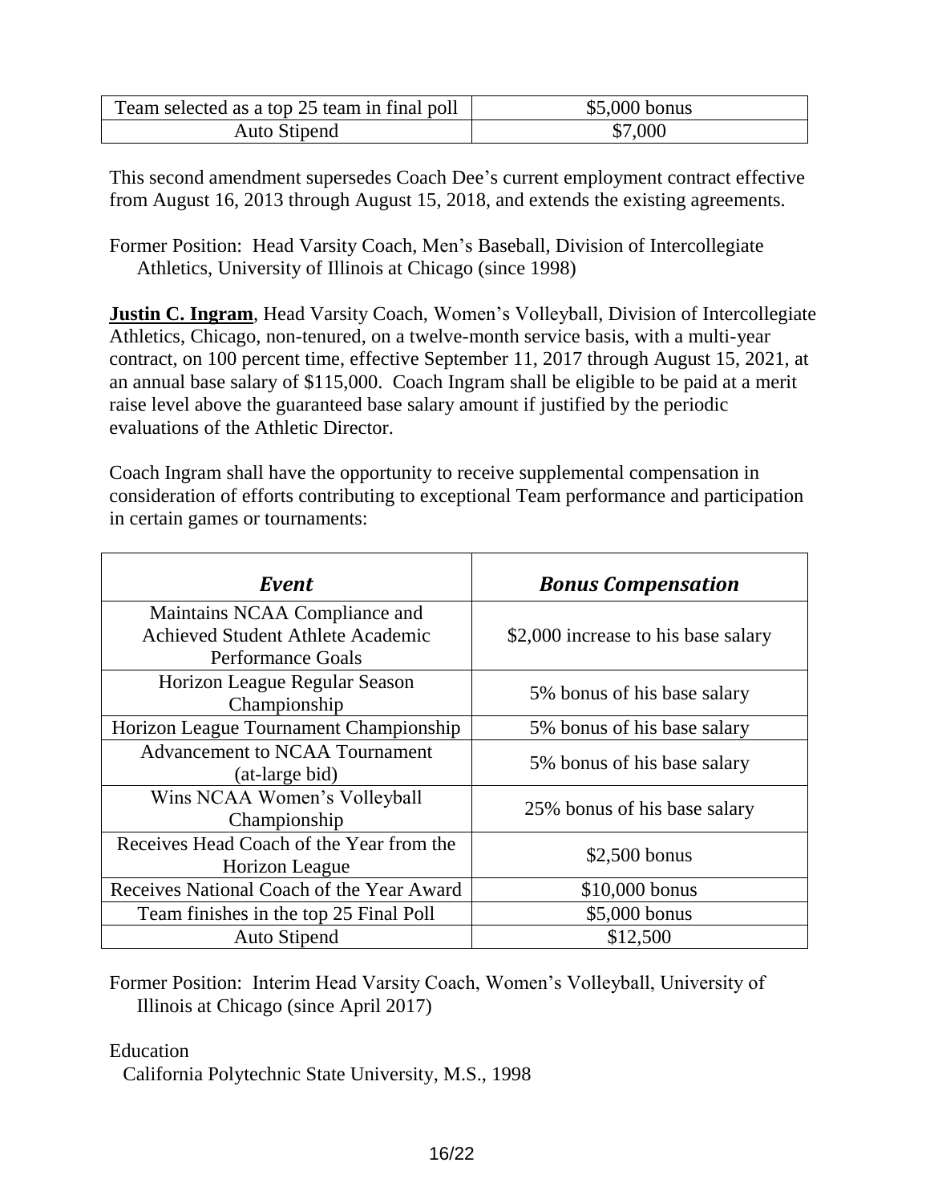| Team selected as a top 25 team in final poll | $5,000 bonus |
| --- | --- |
| Auto Stipend | $7,000 |

This second amendment supersedes Coach Dee's current employment contract effective from August 16, 2013 through August 15, 2018, and extends the existing agreements.

Former Position: Head Varsity Coach, Men's Baseball, Division of Intercollegiate Athletics, University of Illinois at Chicago (since 1998)

**Justin C. Ingram**, Head Varsity Coach, Women's Volleyball, Division of Intercollegiate Athletics, Chicago, non-tenured, on a twelve-month service basis, with a multi-year contract, on 100 percent time, effective September 11, 2017 through August 15, 2021, at an annual base salary of $115,000. Coach Ingram shall be eligible to be paid at a merit raise level above the guaranteed base salary amount if justified by the periodic evaluations of the Athletic Director.

Coach Ingram shall have the opportunity to receive supplemental compensation in consideration of efforts contributing to exceptional Team performance and participation in certain games or tournaments:

| ***Event*** | ***Bonus Compensation*** |
| --- | --- |
| Maintains NCAA Compliance and Achieved Student Athlete Academic Performance Goals | $2,000 increase to his base salary |
| Horizon League Regular Season Championship | 5% bonus of his base salary |
| Horizon League Tournament Championship | 5% bonus of his base salary |
| Advancement to NCAA Tournament (at-large bid) | 5% bonus of his base salary |
| Wins NCAA Women's Volleyball Championship | 25% bonus of his base salary |
| Receives Head Coach of the Year from the Horizon League | $2,500 bonus |
| Receives National Coach of the Year Award | $10,000 bonus |
| Team finishes in the top 25 Final Poll | $5,000 bonus |
| Auto Stipend | $12,500 |

Former Position: Interim Head Varsity Coach, Women's Volleyball, University of Illinois at Chicago (since April 2017)

Education
California Polytechnic State University, M.S., 1998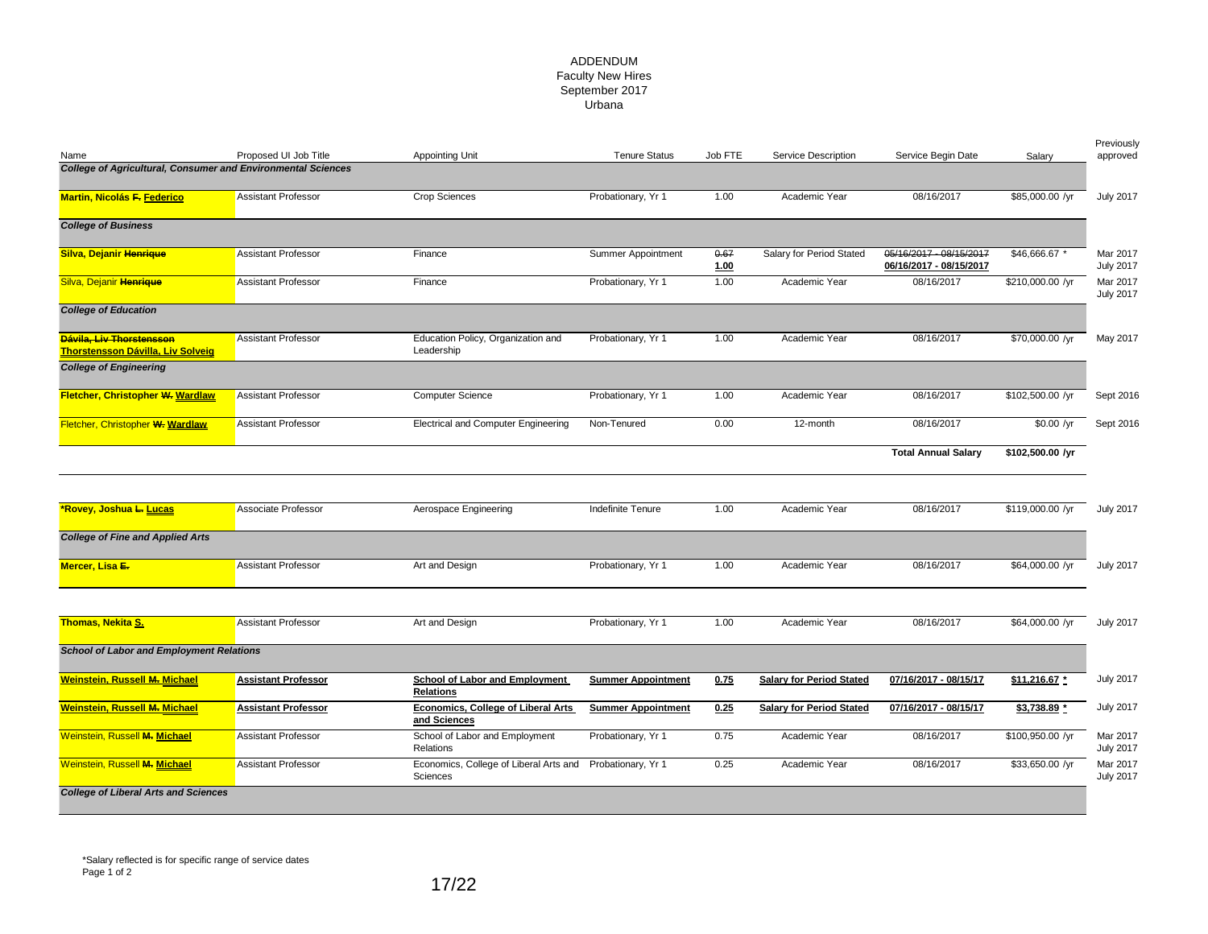# ADDENDUM
## Faculty New Hires
## September 2017
## Urbana

| Name | Proposed UI Job Title | Appointing Unit | Tenure Status | Job FTE | Service Description | Service Begin Date | Salary | Previously approved |
|---|---|---|---|---|---|---|---|---|
| ***College of Agricultural, Consumer and Environmental Sciences*** | | | | | | | | |
| **Martin, Nicolás ~~F.~~ Federico** | Assistant Professor | Crop Sciences | Probationary, Yr 1 | 1.00 | Academic Year | 08/16/2017 | $85,000.00 /yr | July 2017 |
| ***College of Business*** | | | | | | | | |
| **Silva, Dejanir ~~Henrique~~** | Assistant Professor | Finance | Summer Appointment | ~~0.67~~ **1.00** | Salary for Period Stated | ~~05/16/2017 - 08/15/2017~~ **06/16/2017 - 08/15/2017** | $46,666.67 * | Mar 2017 July 2017 |
| Silva, Dejanir ~~Henrique~~ | Assistant Professor | Finance | Probationary, Yr 1 | 1.00 | Academic Year | 08/16/2017 | $210,000.00 /yr | Mar 2017 July 2017 |
| ***College of Education*** | | | | | | | | |
| ~~Dávila, Liv Thorstensson~~ **Thorstensson Dávilla, Liv Solveig** | Assistant Professor | Education Policy, Organization and Leadership | Probationary, Yr 1 | 1.00 | Academic Year | 08/16/2017 | $70,000.00 /yr | May 2017 |
| ***College of Engineering*** | | | | | | | | |
| **Fletcher, Christopher ~~W.~~ Wardlaw** | Assistant Professor | Computer Science | Probationary, Yr 1 | 1.00 | Academic Year | 08/16/2017 | $102,500.00 /yr | Sept 2016 |
| Fletcher, Christopher ~~W.~~ **Wardlaw** | Assistant Professor | Electrical and Computer Engineering | Non-Tenured | 0.00 | 12-month | 08/16/2017 | $0.00 /yr | Sept 2016 |
| | | | | | | **Total Annual Salary** | **$102,500.00 /yr** | |
| ***Rovey, Joshua ~~L.~~ Lucas** | Associate Professor | Aerospace Engineering | Indefinite Tenure | 1.00 | Academic Year | 08/16/2017 | $119,000.00 /yr | July 2017 |
| ***College of Fine and Applied Arts*** | | | | | | | | |
| **Mercer, Lisa ~~E.~~** | Assistant Professor | Art and Design | Probationary, Yr 1 | 1.00 | Academic Year | 08/16/2017 | $64,000.00 /yr | July 2017 |
| **Thomas, Nekita S.** | Assistant Professor | Art and Design | Probationary, Yr 1 | 1.00 | Academic Year | 08/16/2017 | $64,000.00 /yr | July 2017 |
| ***School of Labor and Employment Relations*** | | | | | | | | |
| **Weinstein, Russell ~~M.~~ Michael** | **Assistant Professor** | **School of Labor and Employment Relations** | **Summer Appointment** | **0.75** | **Salary for Period Stated** | **07/16/2017 - 08/15/17** | **$11,216.67 *** | July 2017 |
| **Weinstein, Russell ~~M.~~ Michael** | **Assistant Professor** | **Economics, College of Liberal Arts and Sciences** | **Summer Appointment** | **0.25** | **Salary for Period Stated** | **07/16/2017 - 08/15/17** | **$3,738.89 *** | July 2017 |
| Weinstein, Russell ~~M.~~ **Michael** | Assistant Professor | School of Labor and Employment Relations | Probationary, Yr 1 | 0.75 | Academic Year | 08/16/2017 | $100,950.00 /yr | Mar 2017 July 2017 |
| Weinstein, Russell ~~M.~~ **Michael** | Assistant Professor | Economics, College of Liberal Arts and Sciences | Probationary, Yr 1 | 0.25 | Academic Year | 08/16/2017 | $33,650.00 /yr | Mar 2017 July 2017 |
| ***College of Liberal Arts and Sciences*** | | | | | | | | |

*Salary reflected is for specific range of service dates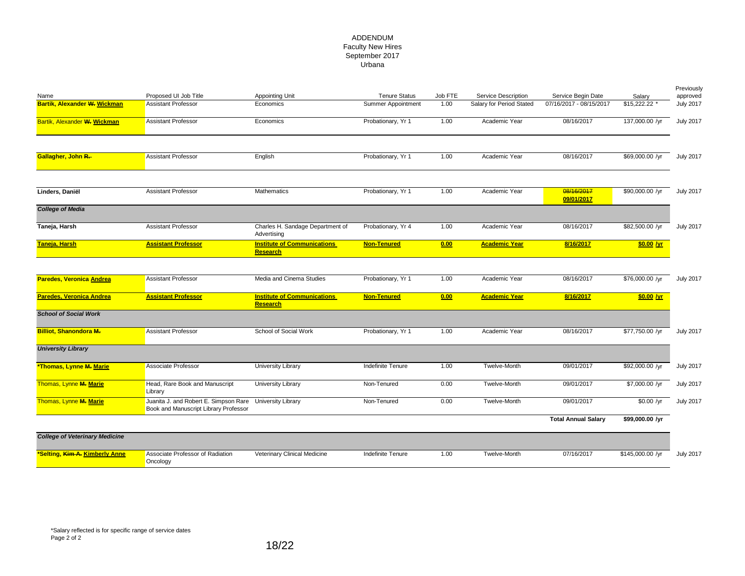ADDENDUM
Faculty New Hires
September 2017
Urbana

| Name | Proposed UI Job Title | Appointing Unit | Tenure Status | Job FTE | Service Description | Service Begin Date | Salary | Previously approved |
|---|---|---|---|---|---|---|---|---|
| **Bartik, Alexander ~~W.~~ Wickman** | Assistant Professor | Economics | Summer Appointment | 1.00 | Salary for Period Stated | 07/16/2017 - 08/15/2017 | $15,222.22 * | July 2017 |
| Bartik, Alexander ~~W.~~ **Wickman** | Assistant Professor | Economics | Probationary, Yr 1 | 1.00 | Academic Year | 08/16/2017 | 137,000.00 /yr | July 2017 |
| **Gallagher, John ~~R.~~** | Assistant Professor | English | Probationary, Yr 1 | 1.00 | Academic Year | 08/16/2017 | $69,000.00 /yr | July 2017 |
| **Linders, Daniël** | Assistant Professor | Mathematics | Probationary, Yr 1 | 1.00 | Academic Year | ~~08/16/2017~~ **09/01/2017** | $90,000.00 /yr | July 2017 |
| ***College of Media*** | | | | | | | | |
| **Taneja, Harsh** | Assistant Professor | Charles H. Sandage Department of Advertising | Probationary, Yr 4 | 1.00 | Academic Year | 08/16/2017 | $82,500.00 /yr | July 2017 |
| **Taneja, Harsh** | **Assistant Professor** | **Institute of Communications Research** | **Non-Tenured** | **0.00** | **Academic Year** | **8/16/2017** | **$0.00 /yr** | |
| **Paredes, Veronica Andrea** | Assistant Professor | Media and Cinema Studies | Probationary, Yr 1 | 1.00 | Academic Year | 08/16/2017 | $76,000.00 /yr | July 2017 |
| **Paredes, Veronica Andrea** | **Assistant Professor** | **Institute of Communications Research** | **Non-Tenured** | **0.00** | **Academic Year** | **8/16/2017** | **$0.00 /yr** | |
| ***School of Social Work*** | | | | | | | | |
| **Billiot, Shanondora ~~M.~~** | Assistant Professor | School of Social Work | Probationary, Yr 1 | 1.00 | Academic Year | 08/16/2017 | $77,750.00 /yr | July 2017 |
| ***University Library*** | | | | | | | | |
| **\*Thomas, Lynne ~~M.~~ Marie** | Associate Professor | University Library | Indefinite Tenure | 1.00 | Twelve-Month | 09/01/2017 | $92,000.00 /yr | July 2017 |
| Thomas, Lynne ~~M.~~ **Marie** | Head, Rare Book and Manuscript Library | University Library | Non-Tenured | 0.00 | Twelve-Month | 09/01/2017 | $7,000.00 /yr | July 2017 |
| Thomas, Lynne ~~M.~~ **Marie** | Juanita J. and Robert E. Simpson Rare Book and Manuscript Library Professor | University Library | Non-Tenured | 0.00 | Twelve-Month | 09/01/2017 | $0.00 /yr | July 2017 |
| | | | | | | **Total Annual Salary** | **$99,000.00 /yr** | |
| ***College of Veterinary Medicine*** | | | | | | | | |
| **\*Selting, ~~Kim A.~~ Kimberly Anne** | Associate Professor of Radiation Oncology | Veterinary Clinical Medicine | Indefinite Tenure | 1.00 | Twelve-Month | 07/16/2017 | $145,000.00 /yr | July 2017 |

*Salary reflected is for specific range of service dates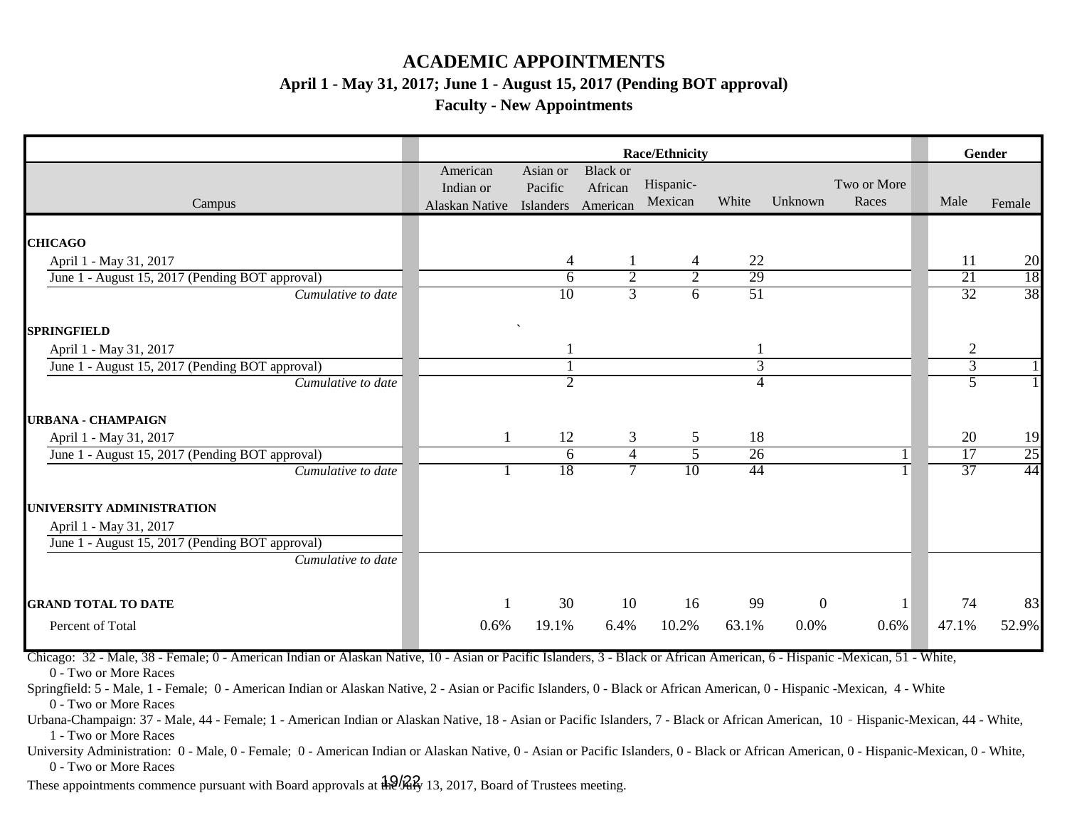# ACADEMIC APPOINTMENTS

**April 1 - May 31, 2017; June 1 - August 15, 2017 (Pending BOT approval)**

**Faculty - New Appointments**

| Campus | American Indian or Alaskan Native | Asian or Pacific Islanders | Black or African American | Hispanic-Mexican | White | Unknown | Two or More Races | Male | Female |
|---|---|---|---|---|---|---|---|---|---|
| | **Race/Ethnicity** | | | | | | | **Gender** | |
| **CHICAGO** | | | | | | | | | |
| April 1 - May 31, 2017 | | 4 | 1 | 4 | 22 | | | 11 | 20 |
| June 1 - August 15, 2017 (Pending BOT approval) | | 6 | 2 | 2 | 29 | | | 21 | 18 |
| *Cumulative to date* | | 10 | 3 | 6 | 51 | | | 32 | 38 |
| **SPRINGFIELD** | | | | | | | | | |
| April 1 - May 31, 2017 | | 1 | | | 1 | | | 2 | |
| June 1 - August 15, 2017 (Pending BOT approval) | | 1 | | | 3 | | | 3 | 1 |
| *Cumulative to date* | | 2 | | | 4 | | | 5 | 1 |
| **URBANA - CHAMPAIGN** | | | | | | | | | |
| April 1 - May 31, 2017 | 1 | 12 | 3 | 5 | 18 | | | 20 | 19 |
| June 1 - August 15, 2017 (Pending BOT approval) | | 6 | 4 | 5 | 26 | | 1 | 17 | 25 |
| *Cumulative to date* | 1 | 18 | 7 | 10 | 44 | | 1 | 37 | 44 |
| **UNIVERSITY ADMINISTRATION** | | | | | | | | | |
| April 1 - May 31, 2017 | | | | | | | | | |
| June 1 - August 15, 2017 (Pending BOT approval) | | | | | | | | | |
| *Cumulative to date* | | | | | | | | | |
| **GRAND TOTAL TO DATE** | 1 | 30 | 10 | 16 | 99 | 0 | 1 | 74 | 83 |
| Percent of Total | 0.6% | 19.1% | 6.4% | 10.2% | 63.1% | 0.0% | 0.6% | 47.1% | 52.9% |

Chicago: 32 - Male, 38 - Female; 0 - American Indian or Alaskan Native, 10 - Asian or Pacific Islanders, 3 - Black or African American, 6 - Hispanic -Mexican, 51 - White, 0 - Two or More Races

Springfield: 5 - Male, 1 - Female; 0 - American Indian or Alaskan Native, 2 - Asian or Pacific Islanders, 0 - Black or African American, 0 - Hispanic -Mexican, 4 - White 0 - Two or More Races

Urbana-Champaign: 37 - Male, 44 - Female; 1 - American Indian or Alaskan Native, 18 - Asian or Pacific Islanders, 7 - Black or African American, 10 - Hispanic-Mexican, 44 - White, 1 - Two or More Races

University Administration: 0 - Male, 0 - Female; 0 - American Indian or Alaskan Native, 0 - Asian or Pacific Islanders, 0 - Black or African American, 0 - Hispanic-Mexican, 0 - White, 0 - Two or More Races

These appointments commence pursuant with Board approvals at the July 13, 2017, Board of Trustees meeting.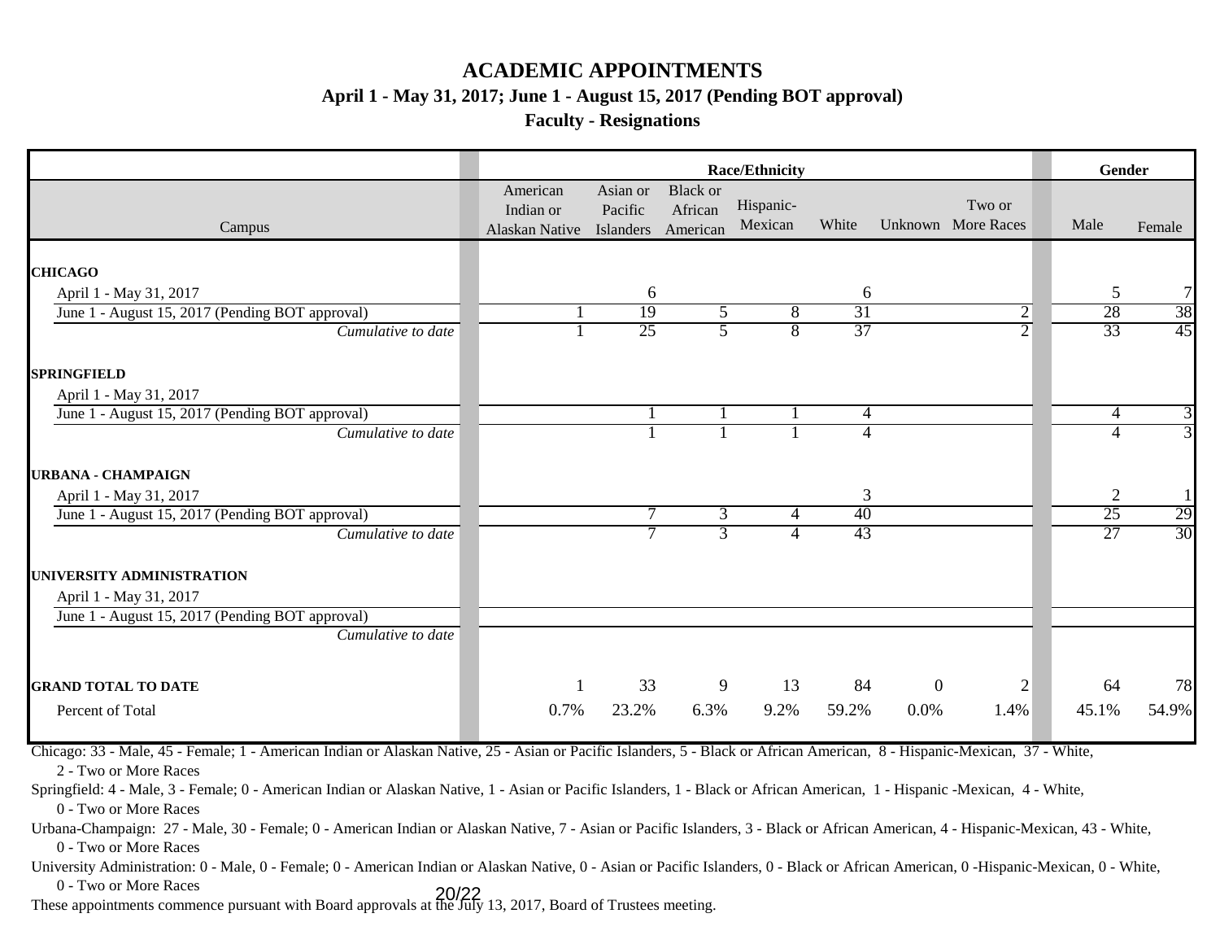# ACADEMIC APPOINTMENTS

**April 1 - May 31, 2017; June 1 - August 15, 2017 (Pending BOT approval)**

**Faculty - Resignations**

| | Race/Ethnicity | | | | | | | Gender | |
|---|---|---|---|---|---|---|---|---|---|
| Campus | American Indian or Alaskan Native | Asian or Pacific Islanders | Black or African American | Hispanic-Mexican | White | Unknown | Two or More Races | Male | Female |
| **CHICAGO** | | | | | | | | | |
| April 1 - May 31, 2017 | | 6 | | | 6 | | | 5 | 7 |
| June 1 - August 15, 2017 (Pending BOT approval) | 1 | 19 | 5 | 8 | 31 | | 2 | 28 | 38 |
| *Cumulative to date* | 1 | 25 | 5 | 8 | 37 | | 2 | 33 | 45 |
| **SPRINGFIELD** | | | | | | | | | |
| April 1 - May 31, 2017 | | | | | | | | | |
| June 1 - August 15, 2017 (Pending BOT approval) | | 1 | 1 | 1 | 4 | | | 4 | 3 |
| *Cumulative to date* | | 1 | 1 | 1 | 4 | | | 4 | 3 |
| **URBANA - CHAMPAIGN** | | | | | | | | | |
| April 1 - May 31, 2017 | | | | | 3 | | | 2 | 1 |
| June 1 - August 15, 2017 (Pending BOT approval) | | 7 | 3 | 4 | 40 | | | 25 | 29 |
| *Cumulative to date* | | 7 | 3 | 4 | 43 | | | 27 | 30 |
| **UNIVERSITY ADMINISTRATION** | | | | | | | | | |
| April 1 - May 31, 2017 | | | | | | | | | |
| June 1 - August 15, 2017 (Pending BOT approval) | | | | | | | | | |
| *Cumulative to date* | | | | | | | | | |
| **GRAND TOTAL TO DATE** | 1 | 33 | 9 | 13 | 84 | 0 | 2 | 64 | 78 |
| Percent of Total | 0.7% | 23.2% | 6.3% | 9.2% | 59.2% | 0.0% | 1.4% | 45.1% | 54.9% |

Chicago: 33 - Male, 45 - Female; 1 - American Indian or Alaskan Native, 25 - Asian or Pacific Islanders, 5 - Black or African American, 8 - Hispanic-Mexican, 37 - White, 2 - Two or More Races

Springfield: 4 - Male, 3 - Female; 0 - American Indian or Alaskan Native, 1 - Asian or Pacific Islanders, 1 - Black or African American, 1 - Hispanic -Mexican, 4 - White, 0 - Two or More Races

Urbana-Champaign: 27 - Male, 30 - Female; 0 - American Indian or Alaskan Native, 7 - Asian or Pacific Islanders, 3 - Black or African American, 4 - Hispanic-Mexican, 43 - White, 0 - Two or More Races

University Administration: 0 - Male, 0 - Female; 0 - American Indian or Alaskan Native, 0 - Asian or Pacific Islanders, 0 - Black or African American, 0 -Hispanic-Mexican, 0 - White, 0 - Two or More Races

These appointments commence pursuant with Board approvals at the July 13, 2017, Board of Trustees meeting.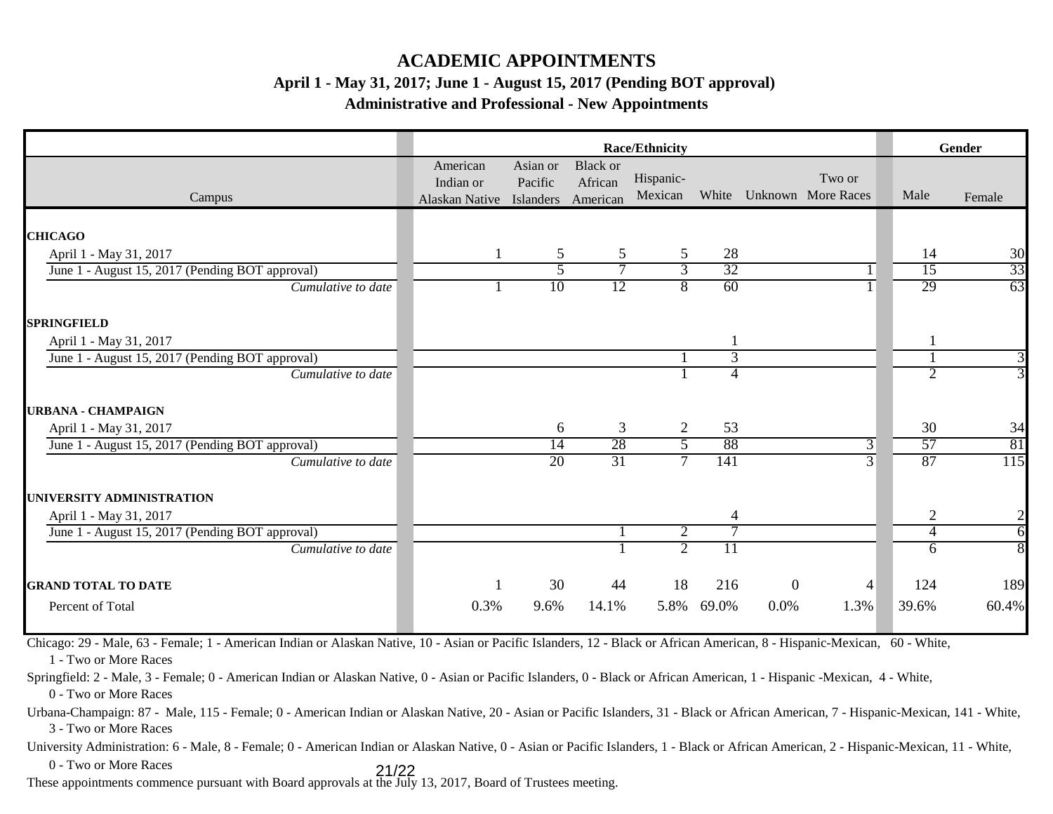# ACADEMIC APPOINTMENTS

### April 1 - May 31, 2017; June 1 - August 15, 2017 (Pending BOT approval)

### Administrative and Professional - New Appointments

| | Race/Ethnicity | | | | | | | Gender | |
|---|---|---|---|---|---|---|---|---|---|
| Campus | American Indian or Alaskan Native | Asian or Pacific Islanders | Black or African American | Hispanic-Mexican | White | Unknown | Two or More Races | Male | Female |
| **CHICAGO** | | | | | | | | | |
| April 1 - May 31, 2017 | 1 | 5 | 5 | 5 | 28 | | | 14 | 30 |
| June 1 - August 15, 2017 (Pending BOT approval) | | 5 | 7 | 3 | 32 | | 1 | 15 | 33 |
| *Cumulative to date* | 1 | 10 | 12 | 8 | 60 | | 1 | 29 | 63 |
| **SPRINGFIELD** | | | | | | | | | |
| April 1 - May 31, 2017 | | | | | 1 | | | 1 | |
| June 1 - August 15, 2017 (Pending BOT approval) | | | | 1 | 3 | | | 1 | 3 |
| *Cumulative to date* | | | | 1 | 4 | | | 2 | 3 |
| **URBANA - CHAMPAIGN** | | | | | | | | | |
| April 1 - May 31, 2017 | | 6 | 3 | 2 | 53 | | | 30 | 34 |
| June 1 - August 15, 2017 (Pending BOT approval) | | 14 | 28 | 5 | 88 | | 3 | 57 | 81 |
| *Cumulative to date* | | 20 | 31 | 7 | 141 | | 3 | 87 | 115 |
| **UNIVERSITY ADMINISTRATION** | | | | | | | | | |
| April 1 - May 31, 2017 | | | | | 4 | | | 2 | 2 |
| June 1 - August 15, 2017 (Pending BOT approval) | | | 1 | 2 | 7 | | | 4 | 6 |
| *Cumulative to date* | | | 1 | 2 | 11 | | | 6 | 8 |
| **GRAND TOTAL TO DATE** | 1 | 30 | 44 | 18 | 216 | 0 | 4 | 124 | 189 |
| Percent of Total | 0.3% | 9.6% | 14.1% | 5.8% | 69.0% | 0.0% | 1.3% | 39.6% | 60.4% |

Chicago: 29 - Male, 63 - Female; 1 - American Indian or Alaskan Native, 10 - Asian or Pacific Islanders, 12 - Black or African American, 8 - Hispanic-Mexican, 60 - White, 1 - Two or More Races

Springfield: 2 - Male, 3 - Female; 0 - American Indian or Alaskan Native, 0 - Asian or Pacific Islanders, 0 - Black or African American, 1 - Hispanic -Mexican, 4 - White, 0 - Two or More Races

Urbana-Champaign: 87 - Male, 115 - Female; 0 - American Indian or Alaskan Native, 20 - Asian or Pacific Islanders, 31 - Black or African American, 7 - Hispanic-Mexican, 141 - White, 3 - Two or More Races

University Administration: 6 - Male, 8 - Female; 0 - American Indian or Alaskan Native, 0 - Asian or Pacific Islanders, 1 - Black or African American, 2 - Hispanic-Mexican, 11 - White, 0 - Two or More Races

These appointments commence pursuant with Board approvals at the July 13, 2017, Board of Trustees meeting.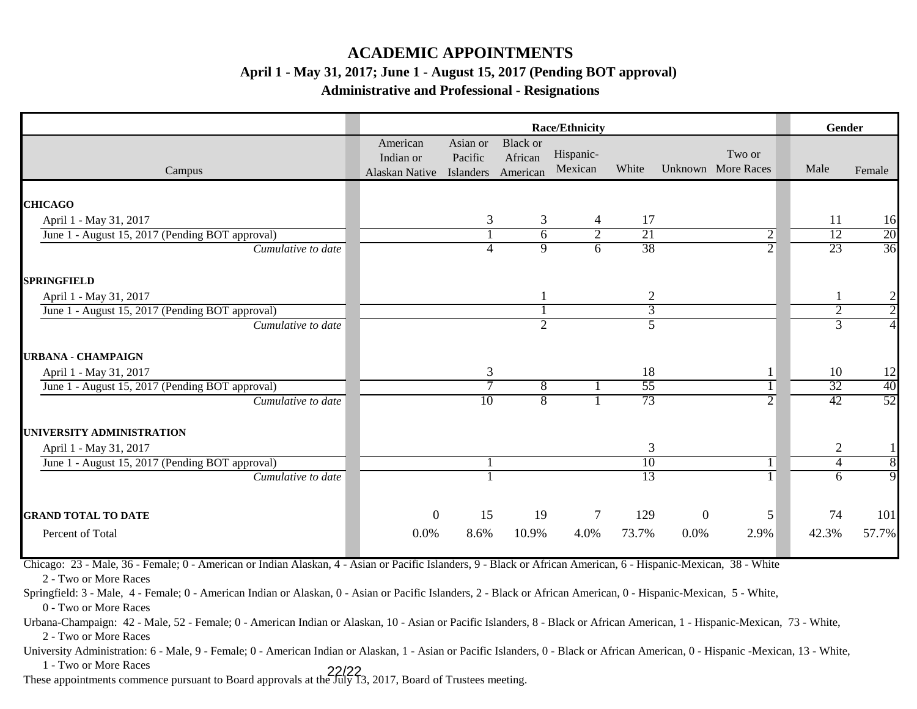# ACADEMIC APPOINTMENTS

**April 1 - May 31, 2017; June 1 - August 15, 2017 (Pending BOT approval)**

**Administrative and Professional - Resignations**

| | Race/Ethnicity | | | | | | | Gender | |
|---|---|---|---|---|---|---|---|---|---|
| Campus | American Indian or Alaskan Native | Asian or Pacific Islanders | Black or African American | Hispanic-Mexican | White | Unknown | Two or More Races | Male | Female |
| **CHICAGO** | | | | | | | | | |
| April 1 - May 31, 2017 | | 3 | 3 | 4 | 17 | | | 11 | 16 |
| June 1 - August 15, 2017 (Pending BOT approval) | | 1 | 6 | 2 | 21 | | 2 | 12 | 20 |
| *Cumulative to date* | | 4 | 9 | 6 | 38 | | 2 | 23 | 36 |
| **SPRINGFIELD** | | | | | | | | | |
| April 1 - May 31, 2017 | | | 1 | | 2 | | | 1 | 2 |
| June 1 - August 15, 2017 (Pending BOT approval) | | | 1 | | 3 | | | 2 | 2 |
| *Cumulative to date* | | | 2 | | 5 | | | 3 | 4 |
| **URBANA - CHAMPAIGN** | | | | | | | | | |
| April 1 - May 31, 2017 | | 3 | | | 18 | | 1 | 10 | 12 |
| June 1 - August 15, 2017 (Pending BOT approval) | | 7 | 8 | 1 | 55 | | 1 | 32 | 40 |
| *Cumulative to date* | | 10 | 8 | 1 | 73 | | 2 | 42 | 52 |
| **UNIVERSITY ADMINISTRATION** | | | | | | | | | |
| April 1 - May 31, 2017 | | | | | 3 | | | 2 | 1 |
| June 1 - August 15, 2017 (Pending BOT approval) | | 1 | | | 10 | | 1 | 4 | 8 |
| *Cumulative to date* | | 1 | | | 13 | | 1 | 6 | 9 |
| **GRAND TOTAL TO DATE** | 0 | 15 | 19 | 7 | 129 | 0 | 5 | 74 | 101 |
| Percent of Total | 0.0% | 8.6% | 10.9% | 4.0% | 73.7% | 0.0% | 2.9% | 42.3% | 57.7% |

Chicago: 23 - Male, 36 - Female; 0 - American or Indian Alaskan, 4 - Asian or Pacific Islanders, 9 - Black or African American, 6 - Hispanic-Mexican, 38 - White
2 - Two or More Races

Springfield: 3 - Male, 4 - Female; 0 - American Indian or Alaskan, 0 - Asian or Pacific Islanders, 2 - Black or African American, 0 - Hispanic-Mexican, 5 - White,
0 - Two or More Races

Urbana-Champaign: 42 - Male, 52 - Female; 0 - American Indian or Alaskan, 10 - Asian or Pacific Islanders, 8 - Black or African American, 1 - Hispanic-Mexican, 73 - White,
2 - Two or More Races

University Administration: 6 - Male, 9 - Female; 0 - American Indian or Alaskan, 1 - Asian or Pacific Islanders, 0 - Black or African American, 0 - Hispanic -Mexican, 13 - White,
1 - Two or More Races

These appointments commence pursuant to Board approvals at the July 13, 2017, Board of Trustees meeting.